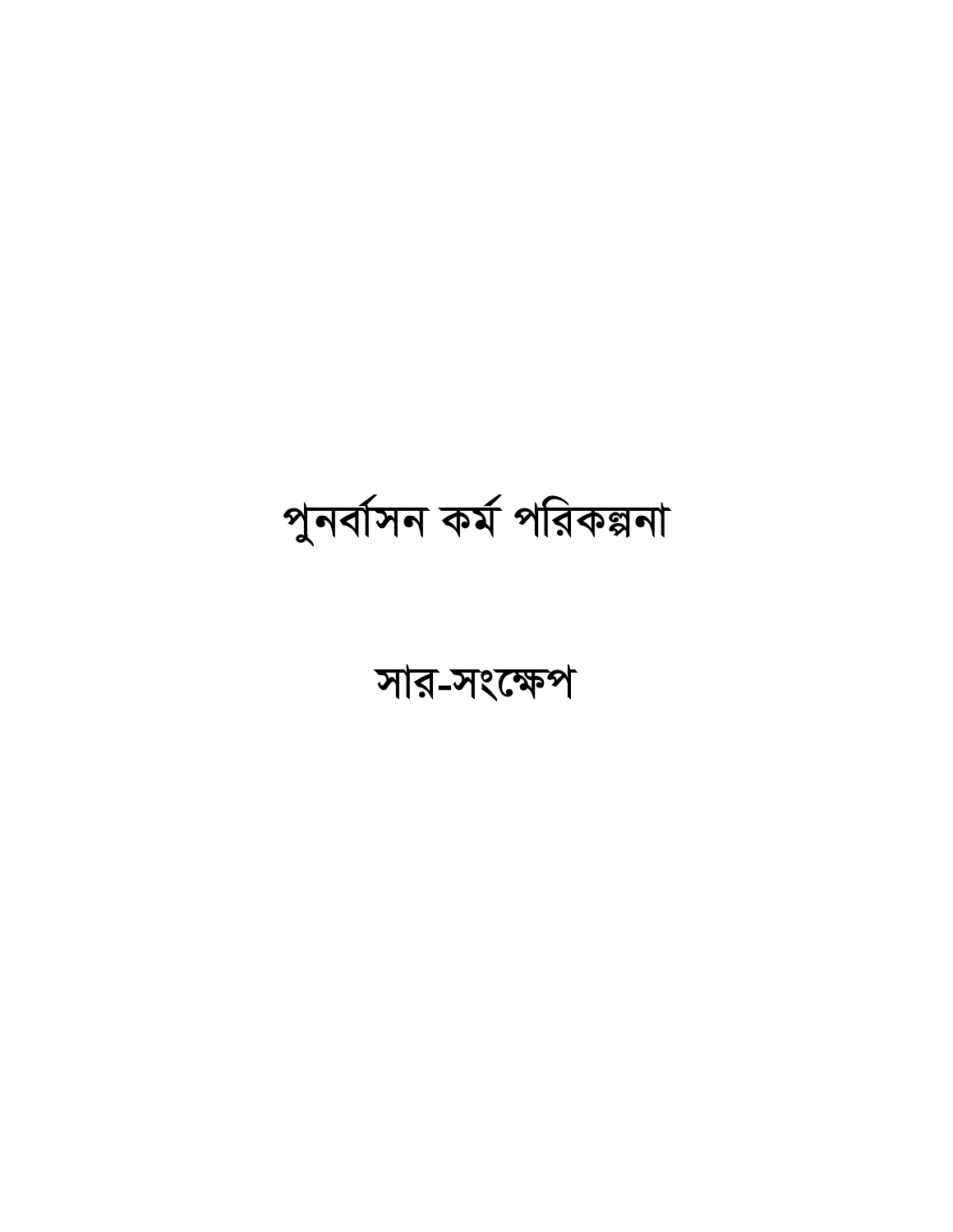# পুনর্বাসন কর্ম পরিকল্পনা

## সার-সংক্ষেপ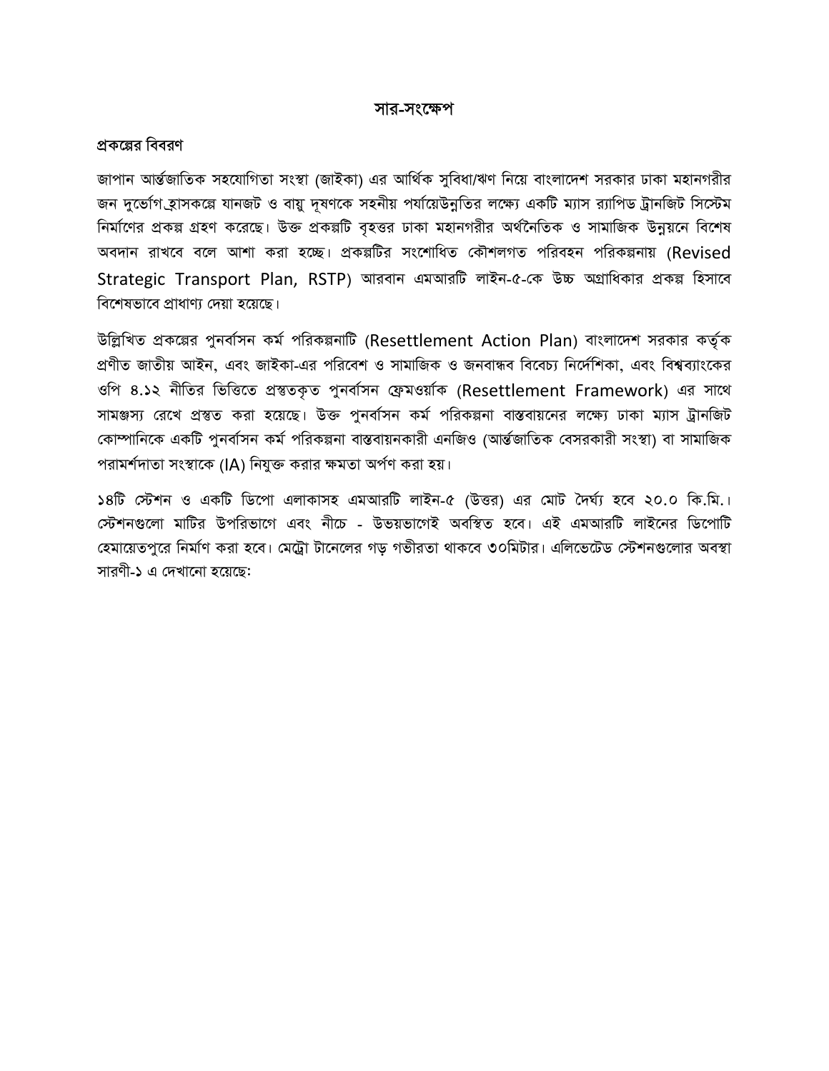# সার-সংক্ষেপ

## প্রকল্পের বিবরণ

জাপান আর্ন্তজাতিক সহযোগিতা সংস্থা (জাইকা) এর আর্থিক সুবিধা/ঋণ নিয়ে বাংলাদেশ সরকার ঢাকা মহানগরীর জন দুর্ভোগ হ্রাসকল্পে যানজট ও বায়ু দূষণকে সহনীয় পর্যায়েউন্নতির লক্ষ্যে একটি ম্যাস র‍্যাপিড ট্রানজিট সিস্টেম নির্মাণের প্রকল্প গ্রহণ করেছে। উক্ত প্রকল্পটি বৃহত্তর ঢাকা মহানগরীর অর্থনৈতিক ও সামাজিক উন্নয়নে বিশেষ অবদান রাখবে বলে আশা করা হচ্ছে। প্রকল্পটির সংশোধিত কৌশলগত পরিবহন পরিকল্পনায় (Revised Strategic Transport Plan, RSTP) আরবান এমআরটি লাইন-৫-কে উচ্চ অগ্রাধিকার প্রকল্প হিসাবে বিশেষভাবে প্রাধাণ্য দেয়া হয়েছে।

উল্লিখিত প্রকল্পের পুনর্বাসন কর্ম পরিকল্পনাটি (Resettlement Action Plan) বাংলাদেশ সরকার কর্তৃক প্রণীত জাতীয় আইন, এবং জাইকা-এর পরিবেশ ও সামাজিক ও জনবান্ধব বিবেচ্য নির্দেশিকা, এবং বিশ্বব্যাংকের ওপি ৪.১২ নীতির ভিত্তিতে প্রস্তুতকৃত পুনর্বাসন ফ্রেমওর্য়াক (Resettlement Framework) এর সাথে সামঞ্জস্য রেখে প্রস্তুত করা হয়েছে। উক্ত পুনর্বাসন কর্ম পরিকল্পনা বাস্তবায়নের লক্ষ্যে ঢাকা ম্যাস ট্রানজিট কোম্পানিকে একটি পুনর্বাসন কর্ম পরিকল্পনা বাস্তবায়নকারী এনজিও (আর্ন্তজাতিক বেসরকারী সংস্থা) বা সামাজিক পরামর্শদাতা সংস্থাকে (IA) নিযুক্ত করার ক্ষমতা অর্পণ করা হয়।

১৪টি স্টেশন ও একটি ডিপো এলাকাসহ এমআরটি লাইন-৫ (উত্তর) এর মোট দৈর্ঘ্য হবে ২০.০ কি.মি.। স্টেশনগুলো মাটির উপরিভাগে এবং নীচে - উভয়ভাগেই অবস্থিত হবে। এই এমআরটি লাইনের ডিপোটি হেমায়েতপুরে নির্মাণ করা হবে। মেট্রো টানেলের গড় গভীরতা থাকবে ৩০মিটার। এলিভেটেড স্টেশনগুলোর অবস্থা সারণী-১ এ দেখানো হয়েছেঃ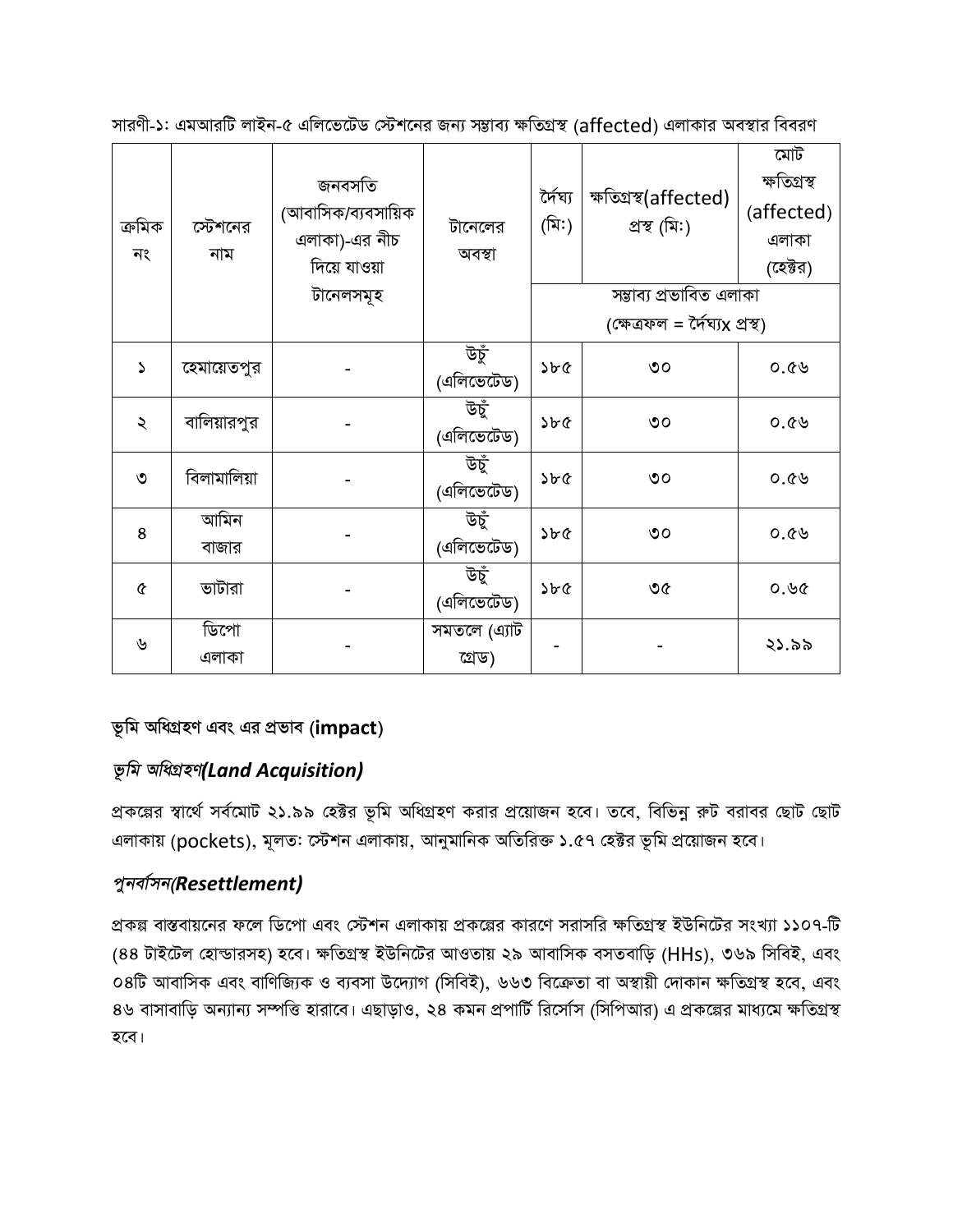সারণী-১: এমআরটি লাইন-৫ এলিভেটেড স্টেশনের জন্য সম্ভাব্য ক্ষতিগ্রস্থ (affected) এলাকার অবস্থার বিবরণ

| ক্রমিক নং | স্টেশনের নাম | জনবসতি (আবাসিক/ব্যবসায়িক এলাকা)-এর নীচ দিয়ে যাওয়া টানেলসমূহ | টানেলের অবস্থা | দৈর্ঘ্য (মি:) | ক্ষতিগ্রস্থ(affected) প্রস্থ (মি:) | মোট ক্ষতিগ্রস্থ (affected) এলাকা (হেক্টর) |
|---|---|---|---|---|---|---|
| | | | | সম্ভাব্য প্রভাবিত এলাকা (ক্ষেত্রফল = দৈর্ঘ্যx প্রস্থ) | | |
| ১ | হেমায়েতপুর | - | উচুঁ (এলিভেটেড) | ১৮৫ | ৩০ | ০.৫৬ |
| ২ | বালিয়ারপুর | - | উচুঁ (এলিভেটেড) | ১৮৫ | ৩০ | ০.৫৬ |
| ৩ | বিলামালিয়া | - | উচুঁ (এলিভেটেড) | ১৮৫ | ৩০ | ০.৫৬ |
| ৪ | আমিন বাজার | - | উচুঁ (এলিভেটেড) | ১৮৫ | ৩০ | ০.৫৬ |
| ৫ | ভাটারা | - | উচুঁ (এলিভেটেড) | ১৮৫ | ৩৫ | ০.৬৫ |
| ৬ | ডিপো এলাকা | - | সমতলে (এ্যাট গ্রেড) | - | - | ২১.৯৯ |

## ভূমি অধিগ্রহণ এবং এর প্রভাব (**impact**)

### *ভূমি অধিগ্রহণ(Land Acquisition)*

প্রকল্পের স্বার্থে সর্বমোট ২১.৯৯ হেক্টর ভূমি অধিগ্রহণ করার প্রয়োজন হবে। তবে, বিভিন্ন রুট বরাবর ছোট ছোট এলাকায় (pockets), মূলতঃ স্টেশন এলাকায়, আনুমানিক অতিরিক্ত ১.৫৭ হেক্টর ভূমি প্রয়োজন হবে।

### *পুনর্বাসন(Resettlement)*

প্রকল্প বাস্তবায়নের ফলে ডিপো এবং স্টেশন এলাকায় প্রকল্পের কারণে সরাসরি ক্ষতিগ্রস্থ ইউনিটের সংখ্যা ১১০৭-টি (৪৪ টাইটেল হোল্ডারসহ) হবে। ক্ষতিগ্রস্থ ইউনিটের আওতায় ২৯ আবাসিক বসতবাড়ি (HHs), ৩৬৯ সিবিই, এবং ০৪টি আবাসিক এবং বাণিজ্যিক ও ব্যবসা উদ্যোগ (সিবিই), ৬৬৩ বিক্রেতা বা অস্থায়ী দোকান ক্ষতিগ্রস্থ হবে, এবং ৪৬ বাসাবাড়ি অন্যান্য সম্পত্তি হারাবে। এছাড়াও, ২৪ কমন প্রপার্টি রির্সোস (সিপিআর) এ প্রকল্পের মাধ্যমে ক্ষতিগ্রস্থ হবে।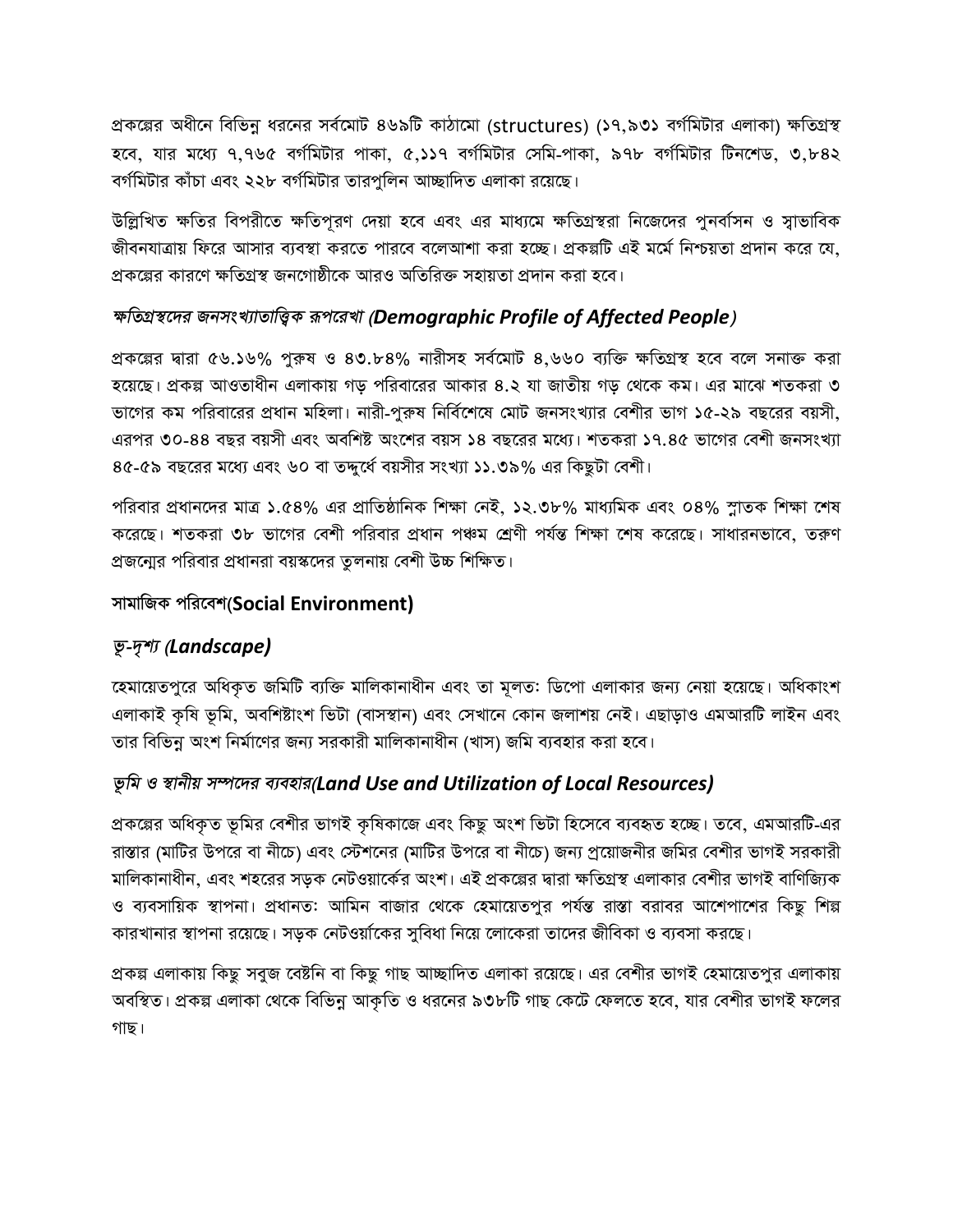প্রকল্পের অধীনে বিভিন্ন ধরনের সর্বমোট ৪৬৯টি কাঠামো (structures) (১৭,৯৩১ বর্গমিটার এলাকা) ক্ষতিগ্রস্থ হবে, যার মধ্যে ৭,৭৬৫ বর্গমিটার পাকা, ৫,১১৭ বর্গমিটার সেমি-পাকা, ৯৭৮ বর্গমিটার টিনশেড, ৩,৮৪২ বর্গমিটার কাঁচা এবং ২২৮ বর্গমিটার তারপুলিন আচ্ছাদিত এলাকা রয়েছে।

উল্লিখিত ক্ষতির বিপরীতে ক্ষতিপূরণ দেয়া হবে এবং এর মাধ্যমে ক্ষতিগ্রস্থরা নিজেদের পুনর্বাসন ও স্বাভাবিক জীবনযাত্রায় ফিরে আসার ব্যবস্থা করতে পারবে বলেআশা করা হচ্ছে। প্রকল্পটি এই মর্মে নিশ্চয়তা প্রদান করে যে, প্রকল্পের কারণে ক্ষতিগ্রস্থ জনগোষ্ঠীকে আরও অতিরিক্ত সহায়তা প্রদান করা হবে।

### *ক্ষতিগ্রস্থদের জনসংখ্যাতাত্ত্বিক রূপরেখা (Demographic Profile of Affected People)*

প্রকল্পের দ্বারা ৫৬.১৬% পুরুষ ও ৪৩.৮৪% নারীসহ সর্বমোট ৪,৬৬০ ব্যক্তি ক্ষতিগ্রস্থ হবে বলে সনাক্ত করা হয়েছে। প্রকল্প আওতাধীন এলাকায় গড় পরিবারের আকার ৪.২ যা জাতীয় গড় থেকে কম। এর মাঝে শতকরা ৩ ভাগের কম পরিবারের প্রধান মহিলা। নারী-পুরুষ নির্বিশেষে মোট জনসংখ্যার বেশীর ভাগ ১৫-২৯ বছরের বয়সী, এরপর ৩০-৪৪ বছর বয়সী এবং অবশিষ্ট অংশের বয়স ১৪ বছরের মধ্যে। শতকরা ১৭.৪৫ ভাগের বেশী জনসংখ্যা ৪৫-৫৯ বছরের মধ্যে এবং ৬০ বা তদ্দুর্ধে বয়সীর সংখ্যা ১১.৩৯% এর কিছুটা বেশী।

পরিবার প্রধানদের মাত্র ১.৫৪% এর প্রাতিষ্ঠানিক শিক্ষা নেই, ১২.৩৮% মাধ্যমিক এবং ০৪% স্নাতক শিক্ষা শেষ করেছে। শতকরা ৩৮ ভাগের বেশী পরিবার প্রধান পঞ্চম শ্রেণী পর্যন্ত শিক্ষা শেষ করেছে। সাধারনভাবে, তরুণ প্রজন্মের পরিবার প্রধানরা বয়স্কদের তুলনায় বেশী উচ্চ শিক্ষিত।

### **সামাজিক পরিবেশ(Social Environment)**

### *ভূ-দৃশ্য (Landscape)*

হেমায়েতপুরে অধিকৃত জমিটি ব্যক্তি মালিকানাধীন এবং তা মূলতঃ ডিপো এলাকার জন্য নেয়া হয়েছে। অধিকাংশ এলাকাই কৃষি ভূমি, অবশিষ্টাংশ ভিটা (বাসস্থান) এবং সেখানে কোন জলাশয় নেই। এছাড়াও এমআরটি লাইন এবং তার বিভিন্ন অংশ নির্মাণের জন্য সরকারী মালিকানাধীন (খাস) জমি ব্যবহার করা হবে।

### *ভূমি ও স্থানীয় সম্পদের ব্যবহার(Land Use and Utilization of Local Resources)*

প্রকল্পের অধিকৃত ভূমির বেশীর ভাগই কৃষিকাজে এবং কিছু অংশ ভিটা হিসেবে ব্যবহৃত হচ্ছে। তবে, এমআরটি-এর রাস্তার (মাটির উপরে বা নীচে) এবং স্টেশনের (মাটির উপরে বা নীচে) জন্য প্রয়োজনীর জমির বেশীর ভাগই সরকারী মালিকানাধীন, এবং শহরের সড়ক নেটওয়ার্কের অংশ। এই প্রকল্পের দ্বারা ক্ষতিগ্রস্থ এলাকার বেশীর ভাগই বাণিজ্যিক ও ব্যবসায়িক স্থাপনা। প্রধানতঃ আমিন বাজার থেকে হেমায়েতপুর পর্যন্ত রাস্তা বরাবর আশেপাশের কিছু শিল্প কারখানার স্থাপনা রয়েছে। সড়ক নেটওয়ার্কের সুবিধা নিয়ে লোকেরা তাদের জীবিকা ও ব্যবসা করছে।

প্রকল্প এলাকায় কিছু সবুজ বেষ্টনি বা কিছু গাছ আচ্ছাদিত এলাকা রয়েছে। এর বেশীর ভাগই হেমায়েতপুর এলাকায় অবস্থিত। প্রকল্প এলাকা থেকে বিভিন্ন আকৃতি ও ধরনের ৯৩৮টি গাছ কেটে ফেলতে হবে, যার বেশীর ভাগই ফলের গাছ।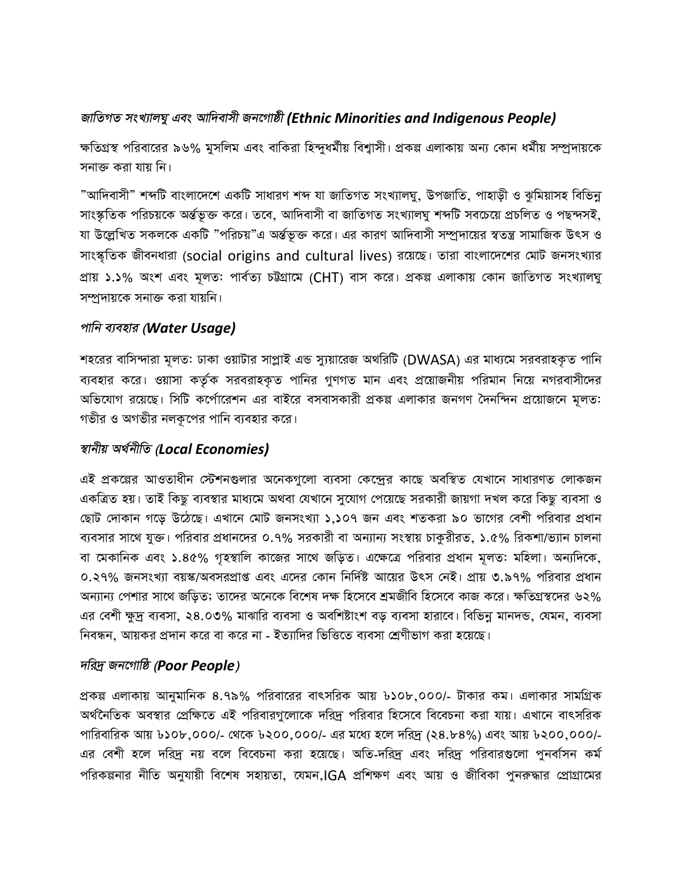### *জাতিগত সংখ্যালঘু এবং আদিবাসী জনগোষ্ঠী (Ethnic Minorities and Indigenous People)*

ক্ষতিগ্রস্থ পরিবারের ৯৬% মুসলিম এবং বাকিরা হিন্দুধর্মীয় বিশ্বাসী। প্রকল্প এলাকায় অন্য কোন ধর্মীয় সম্প্রদায়কে সনাক্ত করা যায় নি।

”আদিবাসী” শব্দটি বাংলাদেশে একটি সাধারণ শব্দ যা জাতিগত সংখ্যালঘু, উপজাতি, পাহাড়ী ও ঝুমিয়াসহ বিভিন্ন সাংস্কৃতিক পরিচয়কে অর্ন্তভূক্ত করে। তবে, আদিবাসী বা জাতিগত সংখ্যালঘু শব্দটি সবচেয়ে প্রচলিত ও পছন্দসই, যা উল্লেখিত সকলকে একটি ”পরিচয়”এ অর্ন্তভূক্ত করে। এর কারণ আদিবাসী সম্প্রদায়ের স্বতন্ত্র সামাজিক উৎস ও সাংস্কৃতিক জীবনধারা (social origins and cultural lives) রয়েছে। তারা বাংলাদেশের মোট জনসংখ্যার প্রায় ১.১% অংশ এবং মূলতঃ পার্বত্য চট্টগ্রামে (CHT) বাস করে। প্রকল্প এলাকায় কোন জাতিগত সংখ্যালঘু সম্প্রদায়কে সনাক্ত করা যায়নি।

### *পানি ব্যবহার (Water Usage)*

শহরের বাসিন্দারা মূলতঃ ঢাকা ওয়াটার সাপ্লাই এন্ড স্যুয়ারেজ অথরিটি (DWASA) এর মাধ্যমে সরবরাহকৃত পানি ব্যবহার করে। ওয়াসা কর্তৃক সরবরাহকৃত পানির গুণগত মান এবং প্রয়োজনীয় পরিমান নিয়ে নগরবাসীদের অভিযোগ রয়েছে। সিটি কর্পোরেশন এর বাইরে বসবাসকারী প্রকল্প এলাকার জনগণ দৈনন্দিন প্রয়োজনে মূলতঃ গভীর ও অগভীর নলকূপের পানি ব্যবহার করে।

### *স্থানীয় অর্থনীতি (Local Economies)*

এই প্রকল্পের আওতাধীন স্টেশনগুলার অনেকগুলো ব্যবসা কেন্দ্রের কাছে অবস্থিত যেখানে সাধারণত লোকজন একত্রিত হয়। তাই কিছু ব্যবস্থার মাধ্যমে অথবা যেখানে সুযোগ পেয়েছে সরকারী জায়গা দখল করে কিছু ব্যবসা ও ছোট দোকান গড়ে উঠেছে। এখানে মোট জনসংখ্যা ১,১০৭ জন এবং শতকরা ৯০ ভাগের বেশী পরিবার প্রধান ব্যবসার সাথে যুক্ত। পরিবার প্রধানদের ০.৭% সরকারী বা অন্যান্য সংস্থায় চাকুরীরত, ১.৫% রিকশা/ভ্যান চালনা বা মেকানিক এবং ১.৪৫% গৃহস্থালি কাজের সাথে জড়িত। এক্ষেত্রে পরিবার প্রধান মূলতঃ মহিলা। অন্যদিকে, ০.২৭% জনসংখ্যা বয়স্ক/অবসরপ্রাপ্ত এবং এদের কোন নির্দিষ্ট আয়ের উৎস নেই। প্রায় ৩.৯৭% পরিবার প্রধান অন্যান্য পেশার সাথে জড়িত; তাদের অনেকে বিশেষ দক্ষ হিসেবে শ্রমজীবি হিসেবে কাজ করে। ক্ষতিগ্রস্থদের ৬২% এর বেশী ক্ষুদ্র ব্যবসা, ২৪.০৩% মাঝারি ব্যবসা ও অবশিষ্টাংশ বড় ব্যবসা হারাবে। বিভিন্ন মানদন্ড, যেমন, ব্যবসা নিবন্ধন, আয়কর প্রদান করে বা করে না - ইত্যাদির ভিত্তিতে ব্যবসা শ্রেণীভাগ করা হয়েছে।

### *দরিদ্র জনগোষ্ঠি (Poor People)*

প্রকল্প এলাকায় আনুমানিক ৪.৭৯% পরিবারের বাৎসরিক আয় ৳১০৮,০০০/- টাকার কম। এলাকার সামগ্রিক অর্থনৈতিক অবস্থার প্রেক্ষিতে এই পরিবারগুলোকে দরিদ্র পরিবার হিসেবে বিবেচনা করা যায়। এখানে বাৎসরিক পারিবারিক আয় ৳১০৮,০০০/- থেকে ৳২০০,০০০/- এর মধ্যে হলে দরিদ্র (২৪.৮৪%) এবং আয় ৳২০০,০০০/- এর বেশী হলে দরিদ্র নয় বলে বিবেচনা করা হয়েছে। অতি-দরিদ্র এবং দরিদ্র পরিবারগুলো পুনর্বাসন কর্ম পরিকল্পনার নীতি অনুযায়ী বিশেষ সহায়তা, যেমন,IGA প্রশিক্ষণ এবং আয় ও জীবিকা পুনরুদ্ধার প্রোগ্রামের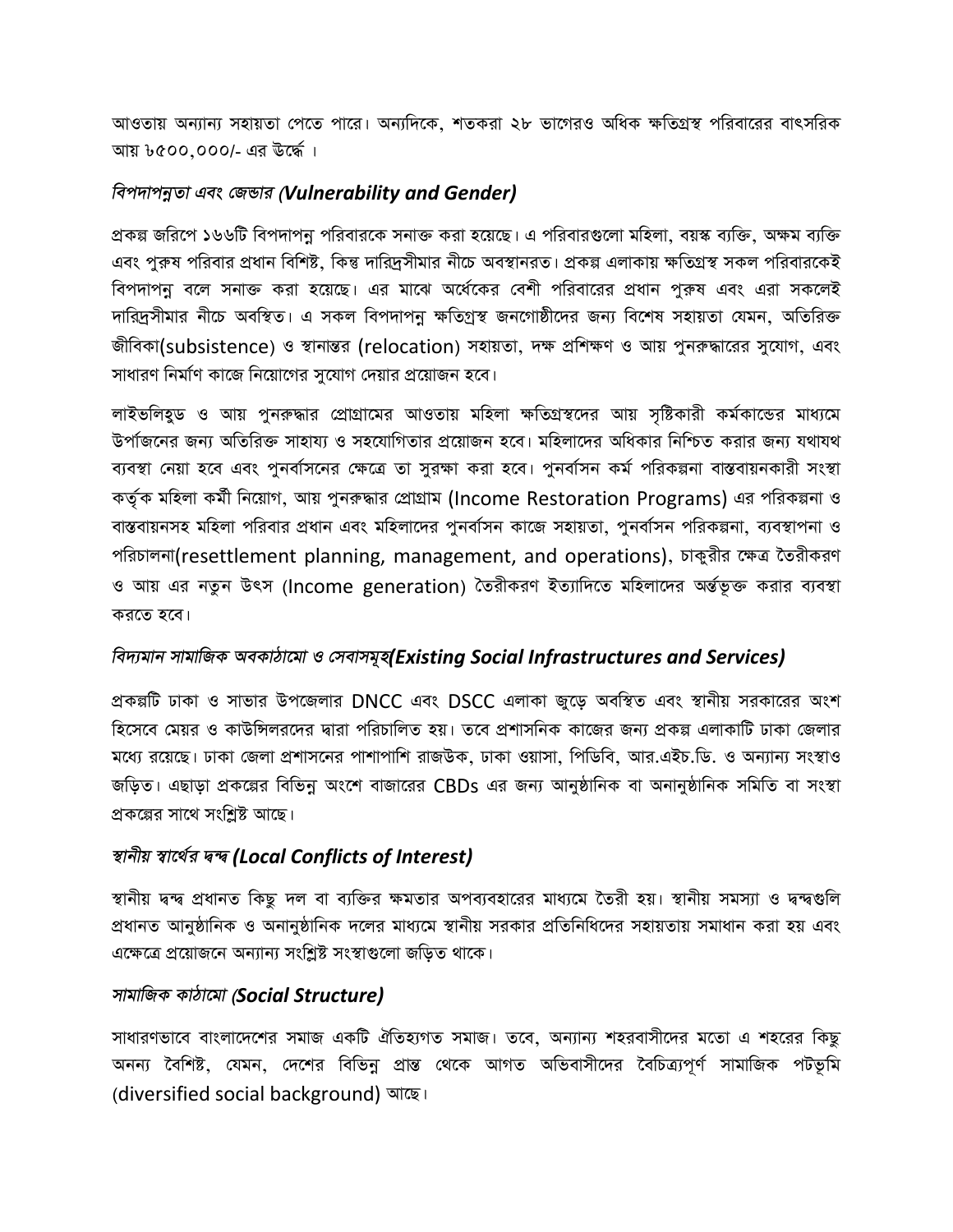আওতায় অন্যান্য সহায়তা পেতে পারে। অন্যদিকে, শতকরা ২৮ ভাগেরও অধিক ক্ষতিগ্রস্থ পরিবারের বাৎসরিক আয় ৮৫০০,০০০/- এর উর্দ্ধে ।

### *বিপদাপন্নতা এবং জেন্ডার (Vulnerability and Gender)*

প্রকল্প জরিপে ১৬৬টি বিপদাপন্ন পরিবারকে সনাক্ত করা হয়েছে। এ পরিবারগুলো মহিলা, বয়স্ক ব্যক্তি, অক্ষম ব্যক্তি এবং পুরুষ পরিবার প্রধান বিশিষ্ট, কিন্তু দারিদ্রসীমার নীচে অবস্থানরত। প্রকল্প এলাকায় ক্ষতিগ্রস্থ সকল পরিবারকেই বিপদাপন্ন বলে সনাক্ত করা হয়েছে। এর মাঝে অর্ধেকের বেশী পরিবারের প্রধান পুরুষ এবং এরা সকলেই দারিদ্রসীমার নীচে অবস্থিত। এ সকল বিপদাপন্ন ক্ষতিগ্রস্থ জনগোষ্ঠীদের জন্য বিশেষ সহায়তা যেমন, অতিরিক্ত জীবিকা(subsistence) ও স্থানান্তর (relocation) সহায়তা, দক্ষ প্রশিক্ষণ ও আয় পুনরুদ্ধারের সুযোগ, এবং সাধারণ নির্মাণ কাজে নিয়োগের সুযোগ দেয়ার প্রয়োজন হবে।

লাইভলিহুড ও আয় পুনরুদ্ধার প্রোগ্রামের আওতায় মহিলা ক্ষতিগ্রস্থদের আয় সৃষ্টিকারী কর্মকান্ডের মাধ্যমে উর্পাজনের জন্য অতিরিক্ত সাহায্য ও সহযোগিতার প্রয়োজন হবে। মহিলাদের অধিকার নিশ্চিত করার জন্য যথাযথ ব্যবস্থা নেয়া হবে এবং পুনর্বাসনের ক্ষেত্রে তা সুরক্ষা করা হবে। পুনর্বাসন কর্ম পরিকল্পনা বাস্তবায়নকারী সংস্থা কর্তৃক মহিলা কর্মী নিয়োগ, আয় পুনরুদ্ধার প্রোগ্রাম (Income Restoration Programs) এর পরিকল্পনা ও বাস্তবায়নসহ মহিলা পরিবার প্রধান এবং মহিলাদের পুনর্বাসন কাজে সহায়তা, পুনর্বাসন পরিকল্পনা, ব্যবস্থাপনা ও পরিচালনা(resettlement planning, management, and operations), চাকুরীর ক্ষেত্র তৈরীকরণ ও আয় এর নতুন উৎস (Income generation) তৈরীকরণ ইত্যাদিতে মহিলাদের অর্ন্তভূক্ত করার ব্যবস্থা করতে হবে।

### *বিদ্যমান সামাজিক অবকাঠামো ও সেবাসমূহ(Existing Social Infrastructures and Services)*

প্রকল্পটি ঢাকা ও সাভার উপজেলার DNCC এবং DSCC এলাকা জুড়ে অবস্থিত এবং স্থানীয় সরকারের অংশ হিসেবে মেয়র ও কাউন্সিলরদের দ্বারা পরিচালিত হয়। তবে প্রশাসনিক কাজের জন্য প্রকল্প এলাকাটি ঢাকা জেলার মধ্যে রয়েছে। ঢাকা জেলা প্রশাসনের পাশাপাশি রাজউক, ঢাকা ওয়াসা, পিডিবি, আর.এইচ.ডি. ও অন্যান্য সংস্থাও জড়িত। এছাড়া প্রকল্পের বিভিন্ন অংশে বাজারের CBDs এর জন্য আনুষ্ঠানিক বা অনানুষ্ঠানিক সমিতি বা সংস্থা প্রকল্পের সাথে সংশ্লিষ্ট আছে।

### *স্থানীয় স্বার্থের দ্বন্দ্ব (Local Conflicts of Interest)*

স্থানীয় দ্বন্দ্ব প্রধানত কিছু দল বা ব্যক্তির ক্ষমতার অপব্যবহারের মাধ্যমে তৈরী হয়। স্থানীয় সমস্যা ও দ্বন্দ্বগুলি প্রধানত আনুষ্ঠানিক ও অনানুষ্ঠানিক দলের মাধ্যমে স্থানীয় সরকার প্রতিনিধিদের সহায়তায় সমাধান করা হয় এবং এক্ষেত্রে প্রয়োজনে অন্যান্য সংশ্লিষ্ট সংস্থাগুলো জড়িত থাকে।

### *সামাজিক কাঠামো (Social Structure)*

সাধারণভাবে বাংলাদেশের সমাজ একটি ঐতিহ্যগত সমাজ। তবে, অন্যান্য শহরবাসীদের মতো এ শহরের কিছু অনন্য বৈশিষ্ট, যেমন, দেশের বিভিন্ন প্রান্ত থেকে আগত অভিবাসীদের বৈচিত্র্যপূর্ণ সামাজিক পটভূমি (diversified social background) আছে।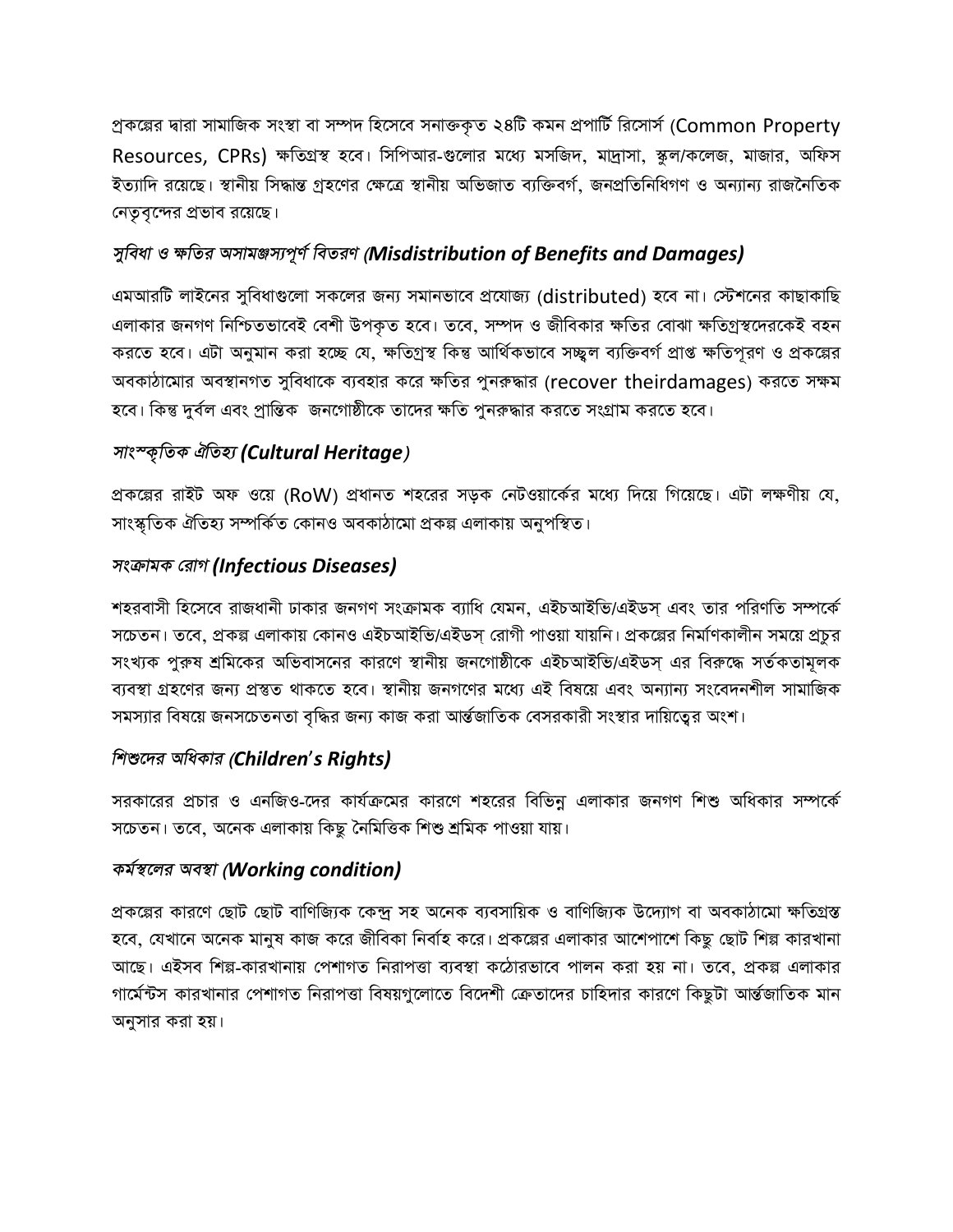প্রকল্পের দ্বারা সামাজিক সংস্থা বা সম্পদ হিসেবে সনাক্তকৃত ২৪টি কমন প্রপার্টি রিসোর্স (Common Property Resources, CPRs) ক্ষতিগ্রস্থ হবে। সিপিআর-গুলোর মধ্যে মসজিদ, মাদ্রাসা, স্কুল/কলেজ, মাজার, অফিস ইত্যাদি রয়েছে। স্থানীয় সিদ্ধান্ত গ্রহণের ক্ষেত্রে স্থানীয় অভিজাত ব্যক্তিবর্গ, জনপ্রতিনিধিগণ ও অন্যান্য রাজনৈতিক নেতৃবৃন্দের প্রভাব রয়েছে।

### *সুবিধা ও ক্ষতির অসামঞ্জস্যপূর্ণ বিতরণ (Misdistribution of Benefits and Damages)*

এমআরটি লাইনের সুবিধাগুলো সকলের জন্য সমানভাবে প্রযোজ্য (distributed) হবে না। স্টেশনের কাছাকাছি এলাকার জনগণ নিশ্চিতভাবেই বেশী উপকৃত হবে। তবে, সম্পদ ও জীবিকার ক্ষতির বোঝা ক্ষতিগ্রস্থদেরকেই বহন করতে হবে। এটা অনুমান করা হচ্ছে যে, ক্ষতিগ্রস্থ কিন্তু আর্থিকভাবে সচ্ছল ব্যক্তিবর্গ প্রাপ্ত ক্ষতিপূরণ ও প্রকল্পের অবকাঠামোর অবস্থানগত সুবিধাকে ব্যবহার করে ক্ষতির পুনরুদ্ধার (recover theirdamages) করতে সক্ষম হবে। কিন্তু দুর্বল এবং প্রান্তিক জনগোষ্ঠীকে তাদের ক্ষতি পুনরুদ্ধার করতে সংগ্রাম করতে হবে।

### *সাংস্কৃতিক ঐতিহ্য (Cultural Heritage)*

প্রকল্পের রাইট অফ ওয়ে (RoW) প্রধানত শহরের সড়ক নেটওয়ার্কের মধ্যে দিয়ে গিয়েছে। এটা লক্ষণীয় যে, সাংস্কৃতিক ঐতিহ্য সম্পর্কিত কোনও অবকাঠামো প্রকল্প এলাকায় অনুপস্থিত।

### *সংক্রামক রোগ (Infectious Diseases)*

শহরবাসী হিসেবে রাজধানী ঢাকার জনগণ সংক্রামক ব্যাধি যেমন, এইচআইভি/এইডস্ এবং তার পরিণতি সম্পর্কে সচেতন। তবে, প্রকল্প এলাকায় কোনও এইচআইভি/এইডস্ রোগী পাওয়া যায়নি। প্রকল্পের নির্মাণকালীন সময়ে প্রচুর সংখ্যক পুরুষ শ্রমিকের অভিবাসনের কারণে স্থানীয় জনগোষ্ঠীকে এইচআইভি/এইডস্ এর বিরুদ্ধে সর্তকতামূলক ব্যবস্থা গ্রহণের জন্য প্রস্তুত থাকতে হবে। স্থানীয় জনগণের মধ্যে এই বিষয়ে এবং অন্যান্য সংবেদনশীল সামাজিক সমস্যার বিষয়ে জনসচেতনতা বৃদ্ধির জন্য কাজ করা আর্ন্তজাতিক বেসরকারী সংস্থার দায়িত্বের অংশ।

### *শিশুদের অধিকার (Children's Rights)*

সরকারের প্রচার ও এনজিও-দের কার্যক্রমের কারণে শহরের বিভিন্ন এলাকার জনগণ শিশু অধিকার সম্পর্কে সচেতন। তবে, অনেক এলাকায় কিছু নৈমিত্তিক শিশু শ্রমিক পাওয়া যায়।

### *কর্মস্থলের অবস্থা (Working condition)*

প্রকল্পের কারণে ছোট ছোট বাণিজ্যিক কেন্দ্র সহ অনেক ব্যবসায়িক ও বাণিজ্যিক উদ্যোগ বা অবকাঠামো ক্ষতিগ্রস্ত হবে, যেখানে অনেক মানুষ কাজ করে জীবিকা নির্বাহ করে। প্রকল্পের এলাকার আশেপাশে কিছু ছোট শিল্প কারখানা আছে। এইসব শিল্প-কারখানায় পেশাগত নিরাপত্তা ব্যবস্থা কঠোরভাবে পালন করা হয় না। তবে, প্রকল্প এলাকার গার্মেন্টস কারখানার পেশাগত নিরাপত্তা বিষয়গুলোতে বিদেশী ক্রেতাদের চাহিদার কারণে কিছুটা আর্ন্তজাতিক মান অনুসার করা হয়।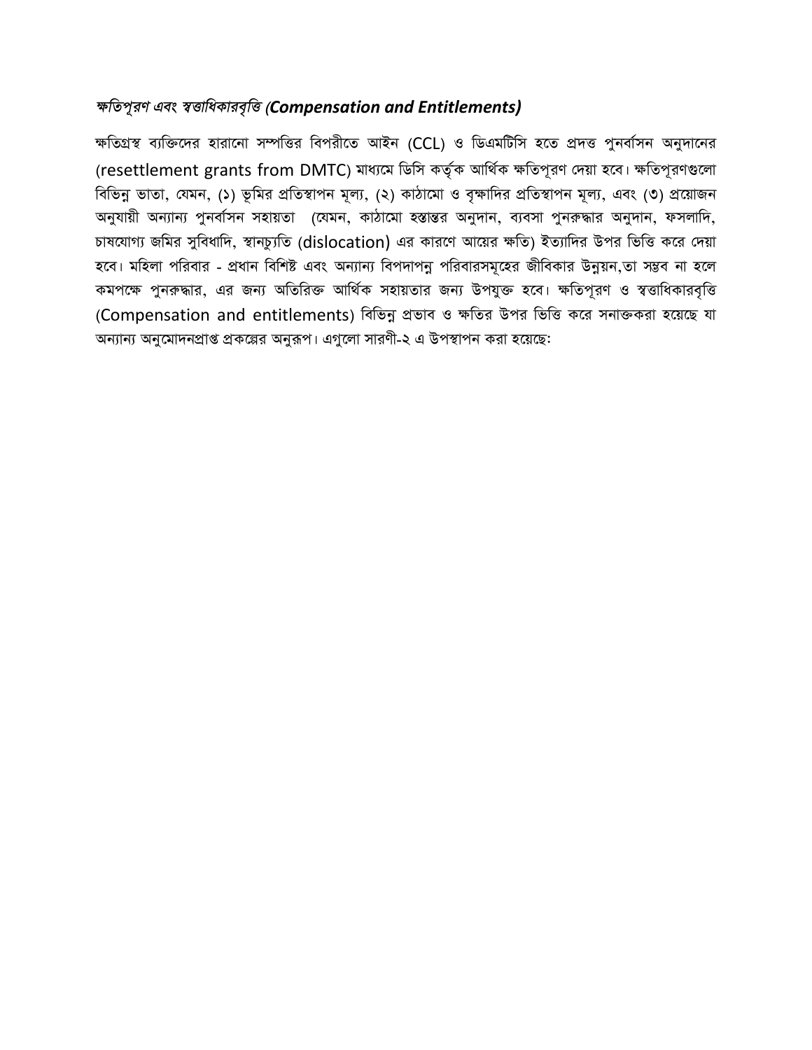### *ক্ষতিপূরণ এবং স্বত্তাধিকারবৃত্তি (**Compensation and Entitlements**)*

ক্ষতিগ্রস্থ ব্যক্তিদের হারানো সম্পত্তির বিপরীতে আইন (CCL) ও ডিএমটিসি হতে প্রদত্ত পুনর্বাসন অনুদানের (resettlement grants from DMTC) মাধ্যমে ডিসি কর্তৃক আর্থিক ক্ষতিপূরণ দেয়া হবে। ক্ষতিপূরণগুলো বিভিন্ন ভাতা, যেমন, (১) ভূমির প্রতিস্থাপন মূল্য, (২) কাঠামো ও বৃক্ষাদির প্রতিস্থাপন মূল্য, এবং (৩) প্রয়োজন অনুযায়ী অন্যান্য পুনর্বাসন সহায়তা (যেমন, কাঠামো হস্তান্তর অনুদান, ব্যবসা পুনরুদ্ধার অনুদান, ফসলাদি, চাষযোগ্য জমির সুবিধাদি, স্থানচ্যুতি (dislocation) এর কারণে আয়ের ক্ষতি) ইত্যাদির উপর ভিত্তি করে দেয়া হবে। মহিলা পরিবার - প্রধান বিশিষ্ট এবং অন্যান্য বিপদাপন্ন পরিবারসমূহের জীবিকার উন্নয়ন,তা সম্ভব না হলে কমপক্ষে পুনরুদ্ধার, এর জন্য অতিরিক্ত আর্থিক সহায়তার জন্য উপযুক্ত হবে। ক্ষতিপূরণ ও স্বত্তাধিকারবৃত্তি (Compensation and entitlements) বিভিন্ন প্রভাব ও ক্ষতির উপর ভিত্তি করে সনাক্তকরা হয়েছে যা অন্যান্য অনুমোদনপ্রাপ্ত প্রকল্পের অনুরূপ। এগুলো সারণী-২ এ উপস্থাপন করা হয়েছে: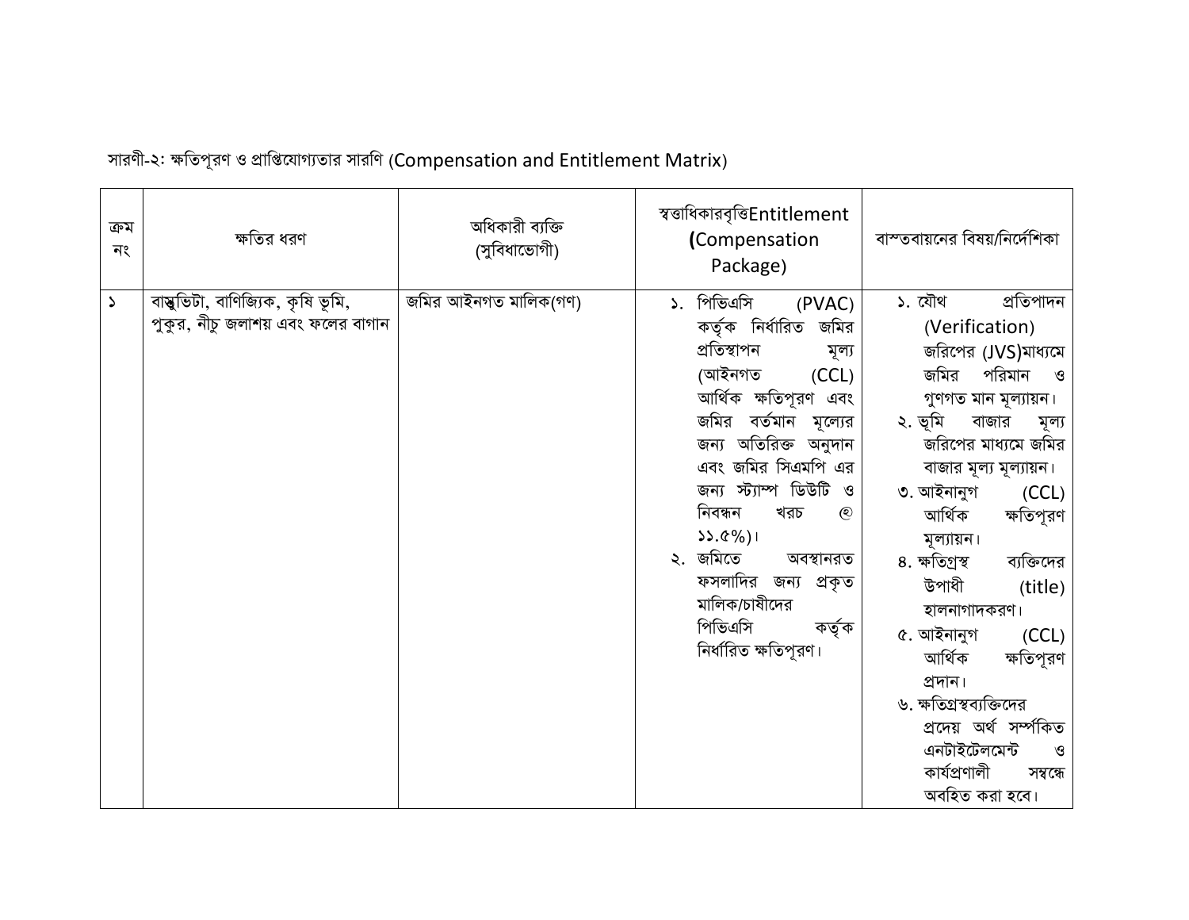সারণী-২: ক্ষতিপূরণ ও প্রাপ্তিযোগ্যতার সারণি (Compensation and Entitlement Matrix)

| ক্রম নং | ক্ষতির ধরণ | অধিকারী ব্যক্তি (সুবিধাভোগী) | স্বত্তাধিকারবৃত্তিEntitlement (Compensation Package) | বাস্তবায়নের বিষয়/নির্দেশিকা |
|---|---|---|---|---|
| ১ | বাস্তুভিটা, বাণিজ্যিক, কৃষি ভূমি, পুকুর, নীচু জলাশয় এবং ফলের বাগান | জমির আইনগত মালিক(গণ) | ১. পিভিএসি (PVAC) কর্তৃক নির্ধারিত জমির প্রতিস্থাপন মূল্য (আইনগত (CCL) আর্থিক ক্ষতিপূরণ এবং জমির বর্তমান মূল্যের জন্য অতিরিক্ত অনুদান এবং জমির সিএমপি এর জন্য স্ট্যাম্প ডিউটি ও নিবন্ধন খরচ @ ১১.৫%)।<br>২. জমিতে অবস্থানরত ফসলাদির জন্য প্রকৃত মালিক/চাষীদের পিভিএসি কর্তৃক নির্ধারিত ক্ষতিপূরণ। | ১. যৌথ প্রতিপাদন (Verification) জরিপের (JVS)মাধ্যমে জমির পরিমান ও গুণগত মান মূল্যায়ন।<br>২. ভূমি বাজার মূল্য জরিপের মাধ্যমে জমির বাজার মূল্য মূল্যায়ন।<br>৩. আইনানুগ (CCL) আর্থিক ক্ষতিপূরণ মূল্যায়ন।<br>৪. ক্ষতিগ্রস্থ ব্যক্তিদের উপাধী (title) হালনাগাদকরণ।<br>৫. আইনানুগ (CCL) আর্থিক ক্ষতিপূরণ প্রদান।<br>৬. ক্ষতিগ্রস্থব্যক্তিদের প্রদেয় অর্থ সর্ম্পকিত এনটাইটেলমেন্ট ও কার্যপ্রণালী সম্বন্ধে অবহিত করা হবে। |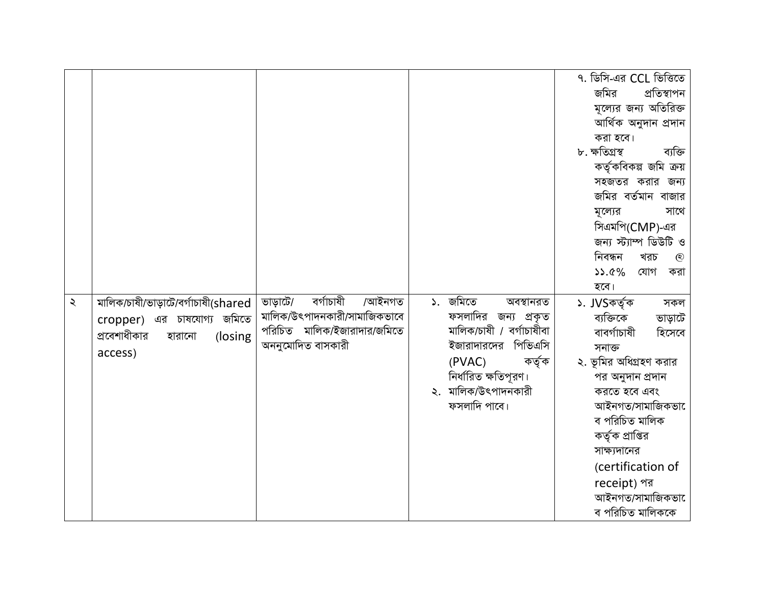| | | | | |
|---|---|---|---|---|
| | | | | ৭. ডিসি-এর CCL ভিত্তিতে জমির প্রতিস্থাপন মূল্যের জন্য অতিরিক্ত আর্থিক অনুদান প্রদান করা হবে।<br>৮. ক্ষতিগ্রস্থ ব্যক্তি কর্তৃকবিকল্প জমি ক্রয় সহজতর করার জন্য জমির বর্তমান বাজার মূল্যের সাথে সিএমপি(CMP)-এর জন্য স্ট্যাম্প ডিউটি ও নিবন্ধন খরচ @ ১১.৫% যোগ করা হবে। |
| ২ | মালিক/চাষী/ভাড়াটে/বর্গাচাষী(shared cropper) এর চাষযোগ্য জমিতে প্রবেশাধীকার হারানো (losing access) | ভাড়াটে/ বর্গাচাষী /আইনগত মালিক/উৎপাদনকারী/সামাজিকভাবে পরিচিত মালিক/ইজারাদার/জমিতে অননুমোদিত বাসকারী | ১. জমিতে অবস্থানরত ফসলাদির জন্য প্রকৃত মালিক/চাষী / বর্গাচাষীবা ইজারাদারদের পিভিএসি (PVAC) কর্তৃক নির্ধারিত ক্ষতিপূরণ।<br>২. মালিক/উৎপাদনকারী ফসলাদি পাবে। | ১. JVSকর্তৃক সকল ব্যক্তিকে ভাড়াটে বাবর্গাচাষী হিসেবে সনাক্ত<br>২. ভূমির অধিগ্রহণ করার পর অনুদান প্রদান করতে হবে এবং আইনগত/সামাজিকভাবে পরিচিত মালিক কর্তৃক প্রাপ্তির সাক্ষ্যদানের (certification of receipt) পর আইনগত/সামাজিকভাবে পরিচিত মালিককে |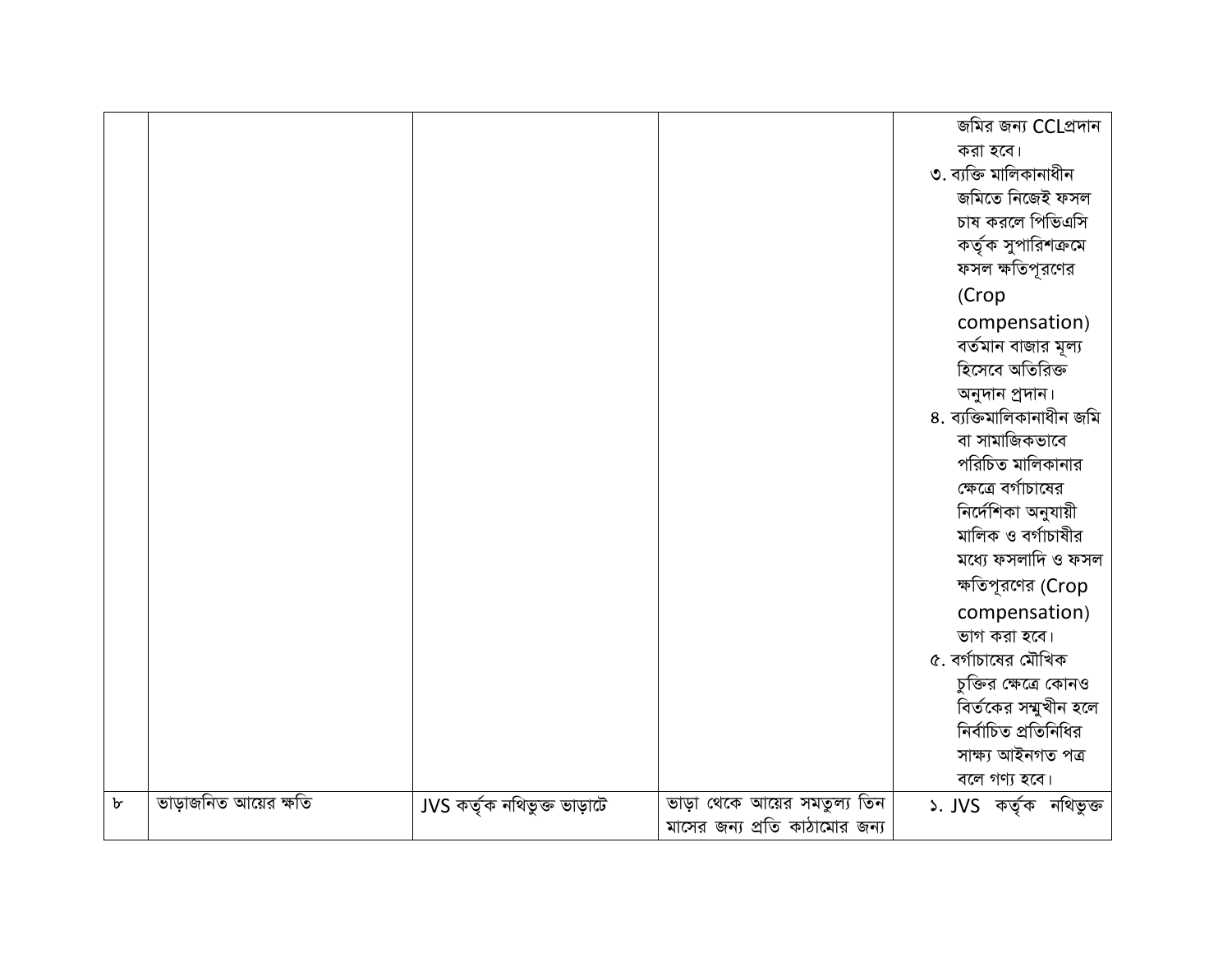|  |  |  |  |  |
|---|---|---|---|---|
|  |  |  |  | জমির জন্য CCLপ্রদান করা হবে।<br>৩. ব্যক্তি মালিকানাধীন জমিতে নিজেই ফসল চাষ করলে পিভিএসি কর্তৃক সুপারিশক্রমে ফসল ক্ষতিপূরণের (Crop compensation) বর্তমান বাজার মূল্য হিসেবে অতিরিক্ত অনুদান প্রদান।<br>৪. ব্যক্তিমালিকানাধীন জমি বা সামাজিকভাবে পরিচিত মালিকানার ক্ষেত্রে বর্গাচাষের নির্দেশিকা অনুযায়ী মালিক ও বর্গাচাষীর মধ্যে ফসলাদি ও ফসল ক্ষতিপূরণের (Crop compensation) ভাগ করা হবে।<br>৫. বর্গাচাষের মৌখিক চুক্তির ক্ষেত্রে কোনও বির্তকের সম্মুখীন হলে নির্বাচিত প্রতিনিধির সাক্ষ্য আইনগত পত্র বলে গণ্য হবে। |
| ৮ | ভাড়াজনিত আয়ের ক্ষতি | JVS কর্তৃক নথিভুক্ত ভাড়াটে | ভাড়া থেকে আয়ের সমতুল্য তিন মাসের জন্য প্রতি কাঠামোর জন্য | ১. JVS কর্তৃক নথিভুক্ত |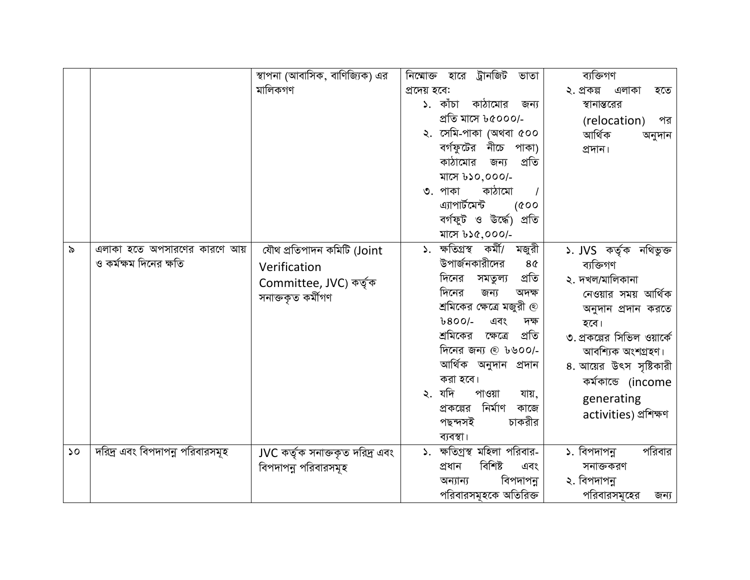| | | | | |
|---|---|---|---|---|
| | | স্থাপনা (আবাসিক, বাণিজ্যিক) এর মালিকগণ | নিম্মোক্ত হারে ট্রানজিট ভাতা প্রদেয় হবে:<br>১. কাঁচা কাঠামোর জন্য প্রতি মাসে ৳৫০০০/-<br>২. সেমি-পাকা (অথবা ৫০০ বর্গফুটের নীচে পাকা) কাঠামোর জন্য প্রতি মাসে ৳১০,০০০/-<br>৩. পাকা কাঠামো / এ্যাপার্টমেন্ট (৫০০ বর্গফুট ও উর্দ্ধে) প্রতি মাসে ৳১৫,০০০/- | ব্যক্তিগণ<br>২. প্রকল্প এলাকা হতে স্থানান্তরের (relocation) পর আর্থিক অনুদান প্রদান। |
| ৯ | এলাকা হতে অপসারণের কারণে আয় ও কর্মক্ষম দিনের ক্ষতি | যৌথ প্রতিপাদন কমিটি (Joint Verification Committee, JVC) কর্তৃক সনাক্তকৃত কর্মীগণ | ১. ক্ষতিগ্রস্থ কর্মী/ মজুরী উপার্জনকারীদের ৪৫ দিনের সমতুল্য প্রতি দিনের জন্য অদক্ষ শ্রমিকের ক্ষেত্রে মজুরী @ ৳৪০০/- এবং দক্ষ শ্রমিকের ক্ষেত্রে প্রতি দিনের জন্য @ ৳৬০০/- আর্থিক অনুদান প্রদান করা হবে।<br>২. যদি পাওয়া যায়, প্রকল্পের নির্মাণ কাজে পছন্দসই চাকরীর ব্যবস্থা। | ১. JVS কর্তৃক নথিভুক্ত ব্যক্তিগণ<br>২. দখল/মালিকানা নেওয়ার সময় আর্থিক অনুদান প্রদান করতে হবে।<br>৩. প্রকল্পের সিভিল ওয়ার্কে আবশ্যিক অংশগ্রহণ।<br>৪. আয়ের উৎস সৃষ্টিকারী কর্মকান্ডে (income generating activities) প্রশিক্ষণ |
| ১০ | দরিদ্র এবং বিপদাপন্ন পরিবারসমূহ | JVC কর্তৃক সনাক্তকৃত দরিদ্র এবং বিপদাপন্ন পরিবারসমূহ | ১. ক্ষতিগ্রস্থ মহিলা পরিবার-প্রধান বিশিষ্ট এবং অন্যান্য বিপদাপন্ন পরিবারসমূহকে অতিরিক্ত | ১. বিপদাপন্ন পরিবার সনাক্তকরণ<br>২. বিপদাপন্ন পরিবারসমূহের জন্য |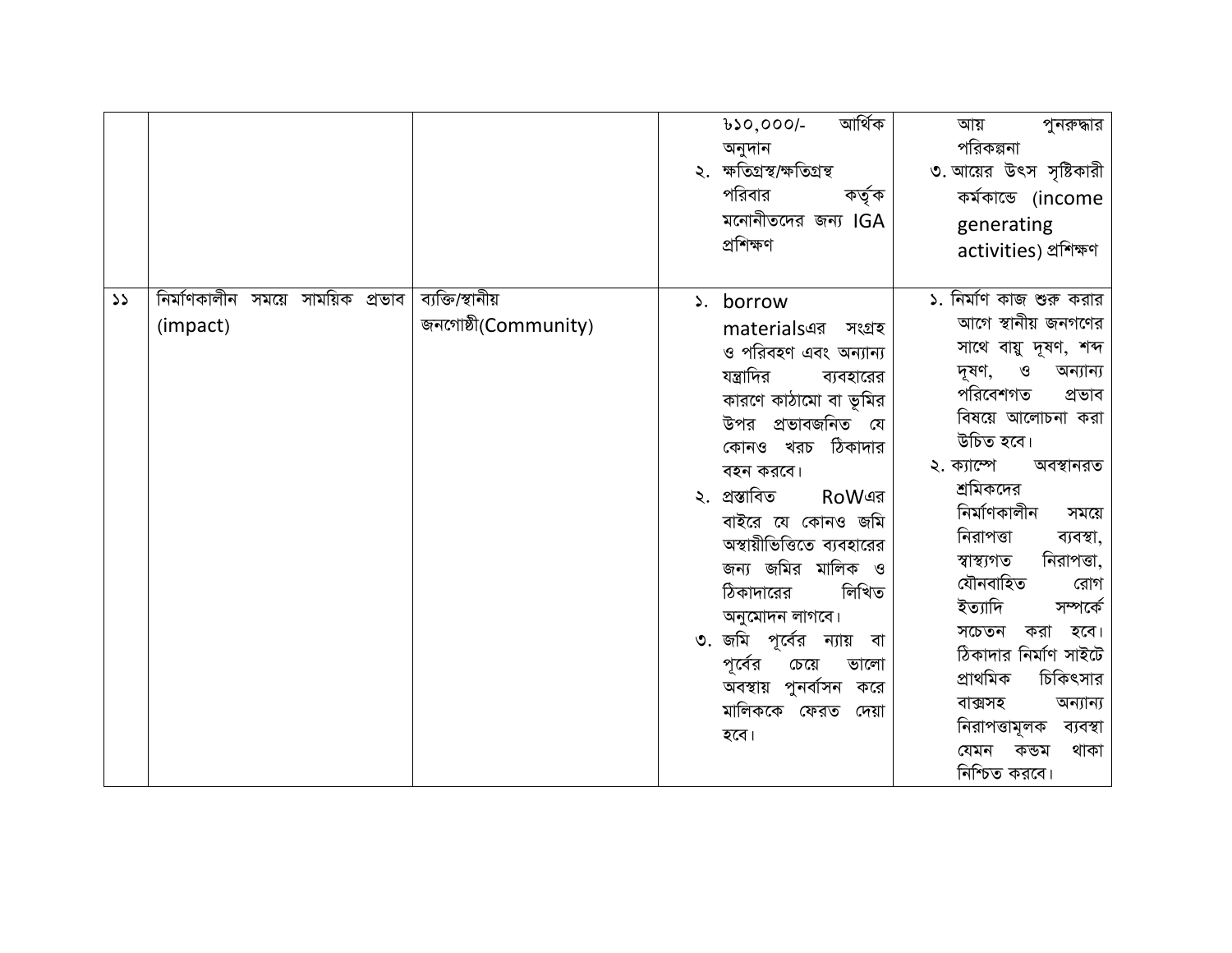| | | | | |
|---|---|---|---|---|
| | | | ৮১০,০০০/- আর্থিক অনুদান<br>২. ক্ষতিগ্রস্থ/ক্ষতিগ্রস্থ পরিবার কর্তৃক মনোনীতদের জন্য IGA প্রশিক্ষণ | আয় পুনরুদ্ধার পরিকল্পনা<br>৩. আয়ের উৎস সৃষ্টিকারী কর্মকান্ডে (income generating activities) প্রশিক্ষণ |
| ১১ | নির্মাণকালীন সময়ে সাময়িক প্রভাব (impact) | ব্যক্তি/স্থানীয় জনগোষ্ঠী(Community) | ১. borrow materialsএর সংগ্রহ ও পরিবহণ এবং অন্যান্য যন্ত্রাদির ব্যবহারের কারণে কাঠামো বা ভূমির উপর প্রভাবজনিত যে কোনও খরচ ঠিকাদার বহন করবে।<br>২. প্রস্তাবিত RoWএর বাইরে যে কোনও জমি অস্থায়ীভিত্তিতে ব্যবহারের জন্য জমির মালিক ও ঠিকাদারের লিখিত অনুমোদন লাগবে।<br>৩. জমি পূর্বের ন্যায় বা পূর্বের চেয়ে ভালো অবস্থায় পুনর্বাসন করে মালিককে ফেরত দেয়া হবে। | ১. নির্মাণ কাজ শুরু করার আগে স্থানীয় জনগণের সাথে বায়ু দূষণ, শব্দ দূষণ, ও অন্যান্য পরিবেশগত প্রভাব বিষয়ে আলোচনা করা উচিত হবে।<br>২. ক্যাম্পে অবস্থানরত শ্রমিকদের নির্মাণকালীন সময়ে নিরাপত্তা ব্যবস্থা, স্বাস্থ্যগত নিরাপত্তা, যৌনবাহিত রোগ ইত্যাদি সম্পর্কে সচেতন করা হবে। ঠিকাদার নির্মাণ সাইটে প্রাথমিক চিকিৎসার বাক্সসহ অন্যান্য নিরাপত্তামূলক ব্যবস্থা যেমন কন্ডম থাকা নিশ্চিত করবে। |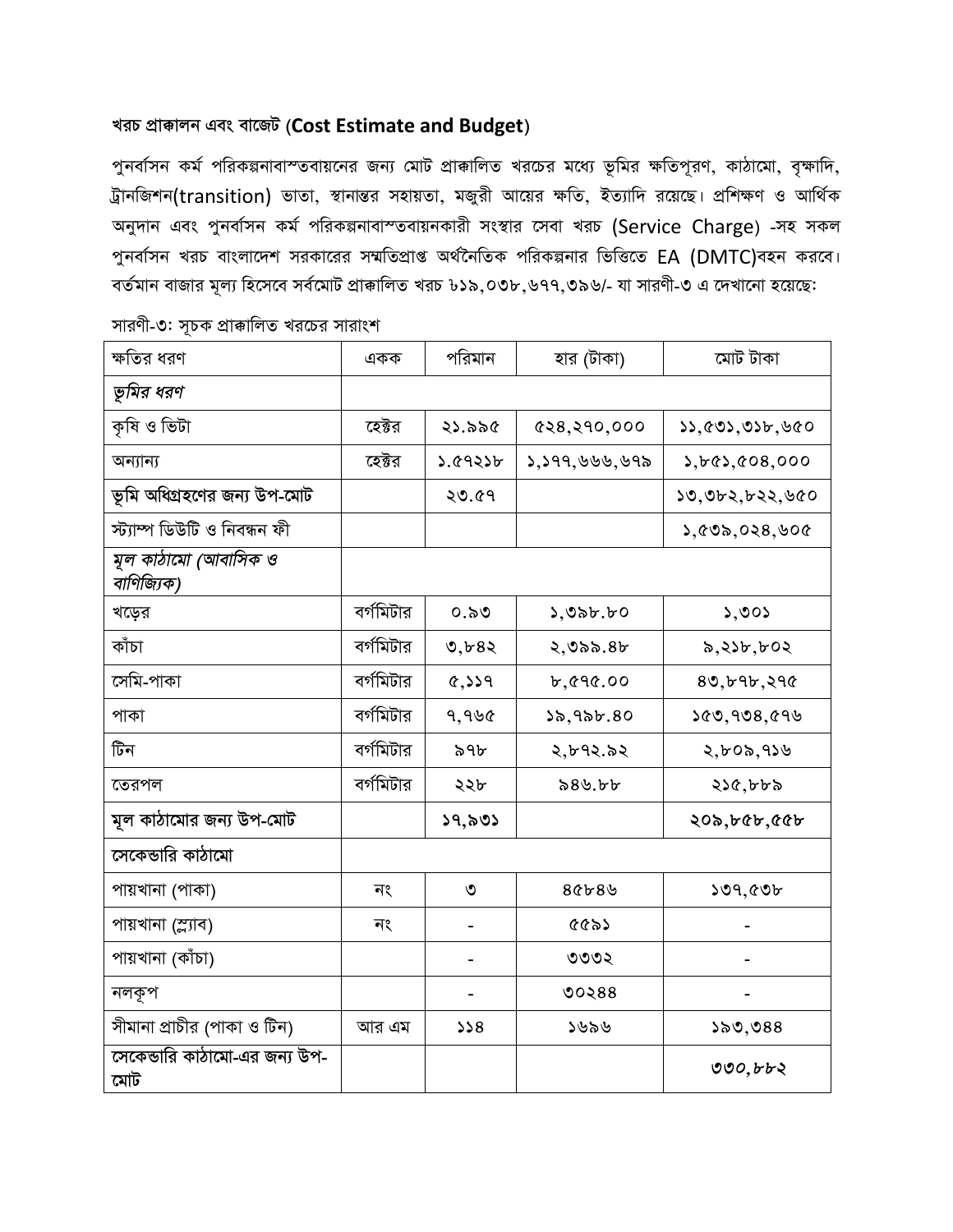## খরচ প্রাক্কালন এবং বাজেট (**Cost Estimate and Budget**)

পুনর্বাসন কর্ম পরিকল্পনাবাস্তবায়নের জন্য মোট প্রাক্কালিত খরচের মধ্যে ভূমির ক্ষতিপূরণ, কাঠামো, বৃক্ষাদি, ট্রানজিশন(transition) ভাতা, স্থানান্তর সহায়তা, মজুরী আয়ের ক্ষতি, ইত্যাদি রয়েছে। প্রশিক্ষণ ও আর্থিক অনুদান এবং পুনর্বাসন কর্ম পরিকল্পনাবাস্তবায়নকারী সংস্থার সেবা খরচ (Service Charge) -সহ সকল পুনর্বাসন খরচ বাংলাদেশ সরকারের সম্মতিপ্রাপ্ত অর্থনৈতিক পরিকল্পনার ভিত্তিতে EA (DMTC)বহন করবে। বর্তমান বাজার মূল্য হিসেবে সর্বমোট প্রাক্কালিত খরচ ৳১৯,০৩৮,৬৭৭,৩৯৬/- যা সারণী-৩ এ দেখানো হয়েছে:

সারণী-৩: সূচক প্রাক্কালিত খরচের সারাংশ

| ক্ষতির ধরণ | একক | পরিমান | হার (টাকা) | মোট টাকা |
|---|---|---|---|---|
| *ভূমির ধরণ* | | | | |
| কৃষি ও ভিটা | হেক্টর | ২১.৯৯৫ | ৫২৪,২৭০,০০০ | ১১,৫৩১,৩১৮,৬৫০ |
| অন্যান্য | হেক্টর | ১.৫৭২১৮ | ১,১৭৭,৬৬৬,৬৭৯ | ১,৮৫১,৫০৪,০০০ |
| **ভূমি অধিগ্রহণের জন্য উপ-মোট** | | ২৩.৫৭ | | ১৩,৩৮২,৮২২,৬৫০ |
| স্ট্যাম্প ডিউটি ও নিবন্ধন ফী | | | | ১,৫৩৯,০২৪,৬০৫ |
| *মূল কাঠামো (আবাসিক ও বাণিজ্যিক)* | | | | |
| খড়ের | বর্গমিটার | ০.৯৩ | ১,৩৯৮.৮০ | ১,৩০১ |
| কাঁচা | বর্গমিটার | ৩,৮৪২ | ২,৩৯৯.৪৮ | ৯,২১৮,৮০২ |
| সেমি-পাকা | বর্গমিটার | ৫,১১৭ | ৮,৫৭৫.০০ | ৪৩,৮৭৮,২৭৫ |
| পাকা | বর্গমিটার | ৭,৭৬৫ | ১৯,৭৯৮.৪০ | ১৫৩,৭৩৪,৫৭৬ |
| টিন | বর্গমিটার | ৯৭৮ | ২,৮৭২.৯২ | ২,৮০৯,৭১৬ |
| তেরপল | বর্গমিটার | ২২৮ | ৯৪৬.৮৮ | ২১৫,৮৮৯ |
| **মূল কাঠামোর জন্য উপ-মোট** | | ১৭,৯৩১ | | ২০৯,৮৫৮,৫৫৮ |
| **সেকেন্ডারি কাঠামো** | | | | |
| পায়খানা (পাকা) | নং | ৩ | ৪৫৮৪৬ | ১৩৭,৫৩৮ |
| পায়খানা (স্ল্যাব) | নং | - | ৫৫৯১ | - |
| পায়খানা (কাঁচা) | | - | ৩৩৩২ | - |
| নলকূপ | | - | ৩০২৪৪ | - |
| সীমানা প্রাচীর (পাকা ও টিন) | আর এম | ১১৪ | ১৬৯৬ | ১৯৩,৩৪৪ |
| **সেকেন্ডারি কাঠামো-এর জন্য উপ-মোট** | | | | ৩৩০,৮৮২ |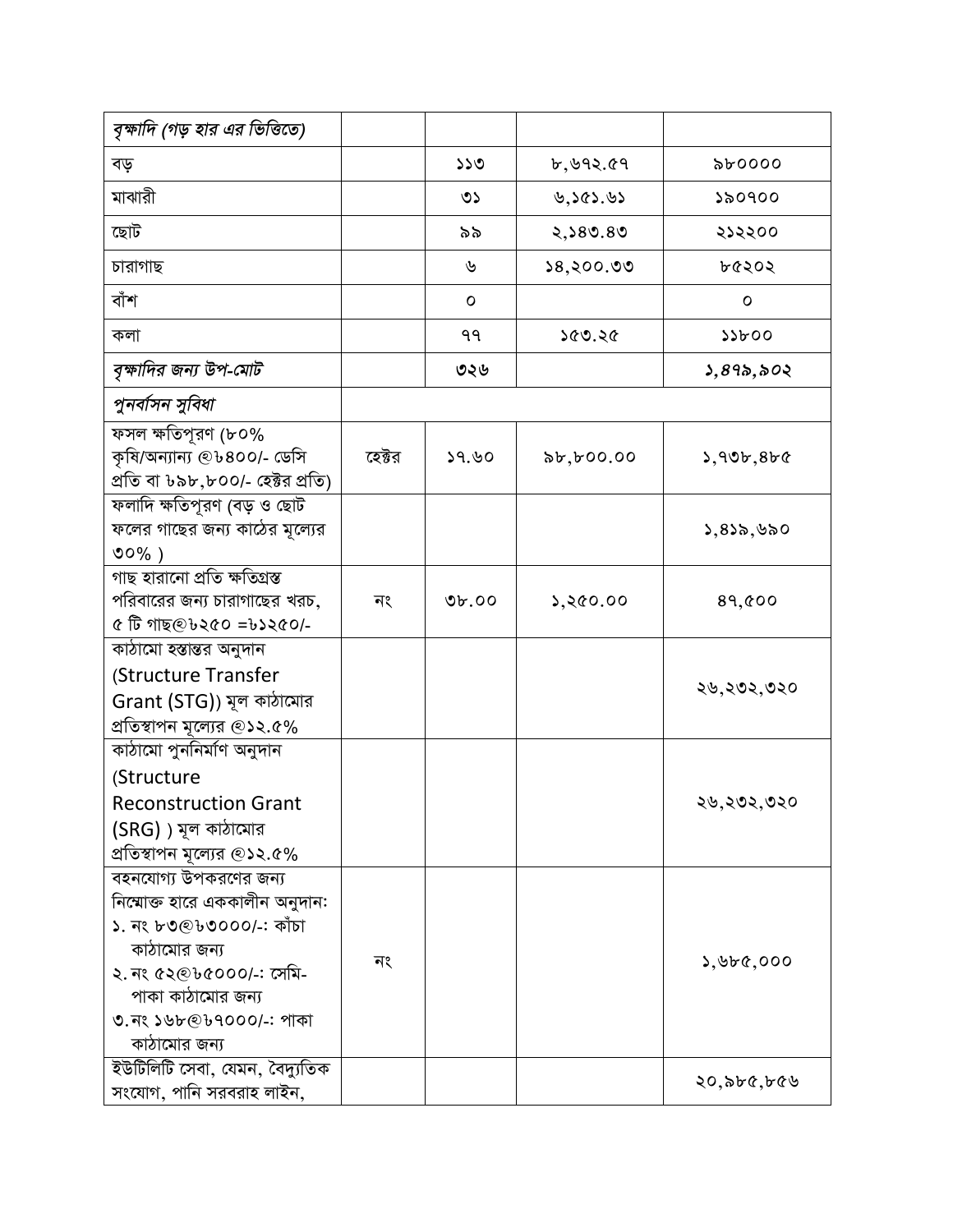| | | | | |
|---|---|---|---|---|
| *বৃক্ষাদি (গড় হার এর ভিত্তিতে)* | | | | |
| বড় | | ১১৩ | ৮,৬৭২.৫৭ | ৯৮০০০০ |
| মাঝারী | | ৩১ | ৬,১৫১.৬১ | ১৯০৭০০ |
| ছোট | | ৯৯ | ২,১৪৩.৪৩ | ২১২২০০ |
| চারাগাছ | | ৬ | ১৪,২০০.৩৩ | ৮৫২০২ |
| বাঁশ | | ০ | | ০ |
| কলা | | ৭৭ | ১৫৩.২৫ | ১১৮০০ |
| *বৃক্ষাদির জন্য উপ-মোট* | | ৩২৬ | | *১,৪৭৯,৯০২* |
| *পুনর্বাসন সুবিধা* | | | | |
| ফসল ক্ষতিপূরণ (৮০% কৃষি/অন্যান্য @৳৪০০/- ডেসি প্রতি বা ৳৯৮,৮০০/- হেক্টর প্রতি) | হেক্টর | ১৭.৬০ | ৯৮,৮০০.০০ | ১,৭৩৮,৪৮৫ |
| ফলাদি ক্ষতিপূরণ (বড় ও ছোট ফলের গাছের জন্য কাঠের মূল্যের ৩০% ) | | | | ১,৪১৯,৬৯০ |
| গাছ হারানো প্রতি ক্ষতিগ্রস্ত পরিবারের জন্য চারাগাছের খরচ, ৫ টি গাছ@৳২৫০ =৳১২৫০/- | নং | ৩৮.০০ | ১,২৫০.০০ | ৪৭,৫০০ |
| কাঠামো হস্তান্তর অনুদান (Structure Transfer Grant (STG)) মূল কাঠামোর প্রতিস্থাপন মূল্যের @১২.৫% | | | | ২৬,২৩২,৩২০ |
| কাঠামো পুনর্নির্মাণ অনুদান (Structure Reconstruction Grant (SRG) ) মূল কাঠামোর প্রতিস্থাপন মূল্যের @১২.৫% | | | | ২৬,২৩২,৩২০ |
| বহনযোগ্য উপকরণের জন্য নিম্নোক্ত হারে এককালীন অনুদান: ১. নং ৮৩@৳৩০০০/-: কাঁচা কাঠামোর জন্য ২. নং ৫২@৳৫০০০/-: সেমি-পাকা কাঠামোর জন্য ৩. নং ১৬৮@৳৭০০০/-: পাকা কাঠামোর জন্য | নং | | | ১,৬৮৫,০০০ |
| ইউটিলিটি সেবা, যেমন, বৈদ্যুতিক সংযোগ, পানি সরবরাহ লাইন, | | | | ২০,৯৮৫,৮৫৬ |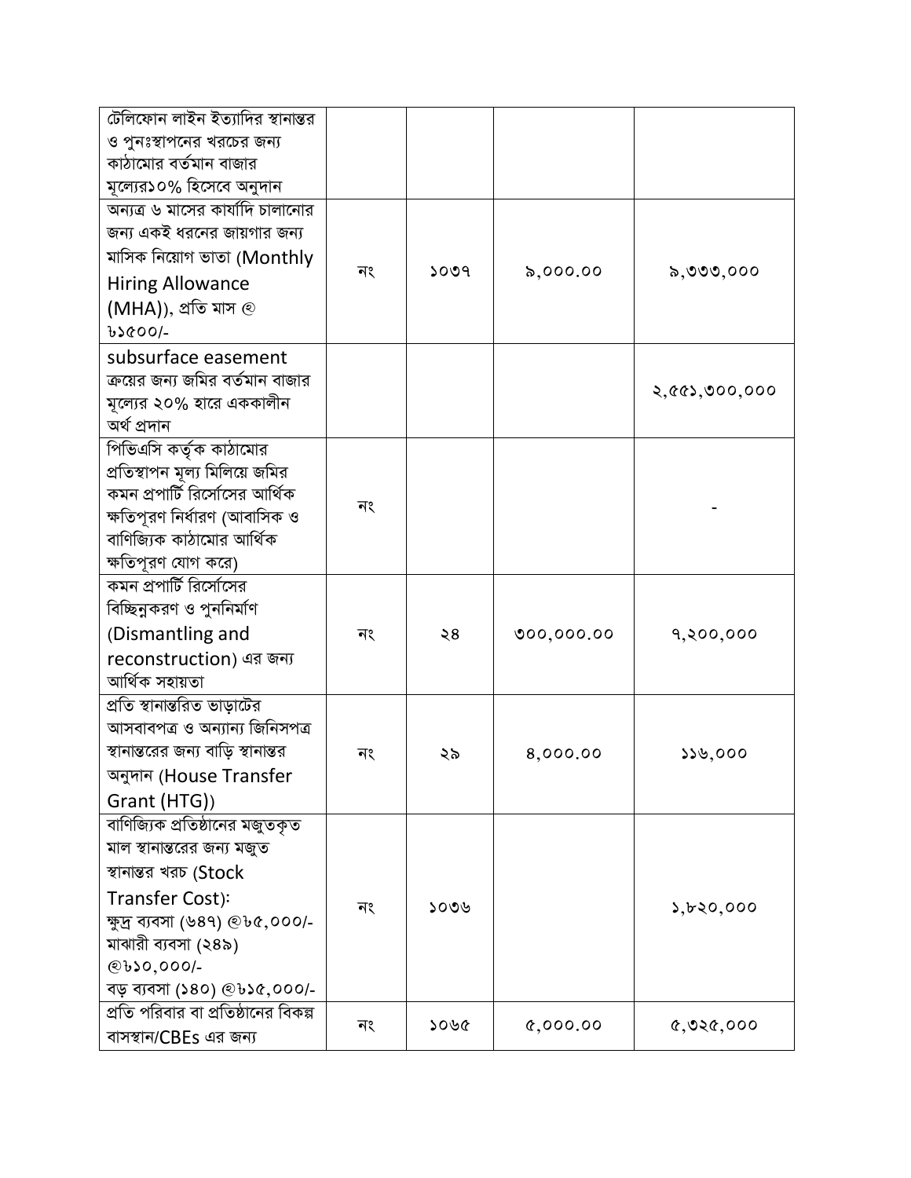| | | | |
|---|---|---|---|
| টেলিফোন লাইন ইত্যাদির স্থানান্তর ও পুনঃস্থাপনের খরচের জন্য কাঠামোর বর্তমান বাজার মূল্যের১০% হিসেবে অনুদান | | | |
| অন্যত্র ৬ মাসের কার্যাদি চালানোর জন্য একই ধরনের জায়গার জন্য মাসিক নিয়োগ ভাতা (Monthly Hiring Allowance (MHA)), প্রতি মাস @ ৳১৫০০/- | নং | ১০৩৭ | ৯,০০০.০০ | ৯,৩৩৩,০০০ |
| subsurface easement ক্রয়ের জন্য জমির বর্তমান বাজার মূল্যের ২০% হারে এককালীন অর্থ প্রদান | | | | ২,৫৫১,৩০০,০০০ |
| পিভিএসি কর্তৃক কাঠামোর প্রতিস্থাপন মূল্য মিলিয়ে জমির কমন প্রপার্টি রির্সোসের আর্থিক ক্ষতিপূরণ নির্ধারণ (আবাসিক ও বাণিজ্যিক কাঠামোর আর্থিক ক্ষতিপূরণ যোগ করে) | নং | | | - |
| কমন প্রপার্টি রির্সোসের বিচ্ছিন্নকরণ ও পুনর্নির্মাণ (Dismantling and reconstruction) এর জন্য আর্থিক সহায়তা | নং | ২৪ | ৩০০,০০০.০০ | ৭,২০০,০০০ |
| প্রতি স্থানান্তরিত ভাড়াটের আসবাবপত্র ও অন্যান্য জিনিসপত্র স্থানান্তরের জন্য বাড়ি স্থানান্তর অনুদান (House Transfer Grant (HTG)) | নং | ২৯ | ৪,০০০.০০ | ১১৬,০০০ |
| বাণিজ্যিক প্রতিষ্ঠানের মজুতকৃত মাল স্থানান্তরের জন্য মজুত স্থানান্তর খরচ (Stock Transfer Cost):<br>ক্ষুদ্র ব্যবসা (৬৪৭) @৳৫,০০০/-<br>মাঝারী ব্যবসা (২৪৯) @৳১০,০০০/-<br>বড় ব্যবসা (১৪০) @৳১৫,০০০/- | নং | ১০৩৬ | | ১,৮২০,০০০ |
| প্রতি পরিবার বা প্রতিষ্ঠানের বিকল্প বাসস্থান/CBEs এর জন্য | নং | ১০৬৫ | ৫,০০০.০০ | ৫,৩২৫,০০০ |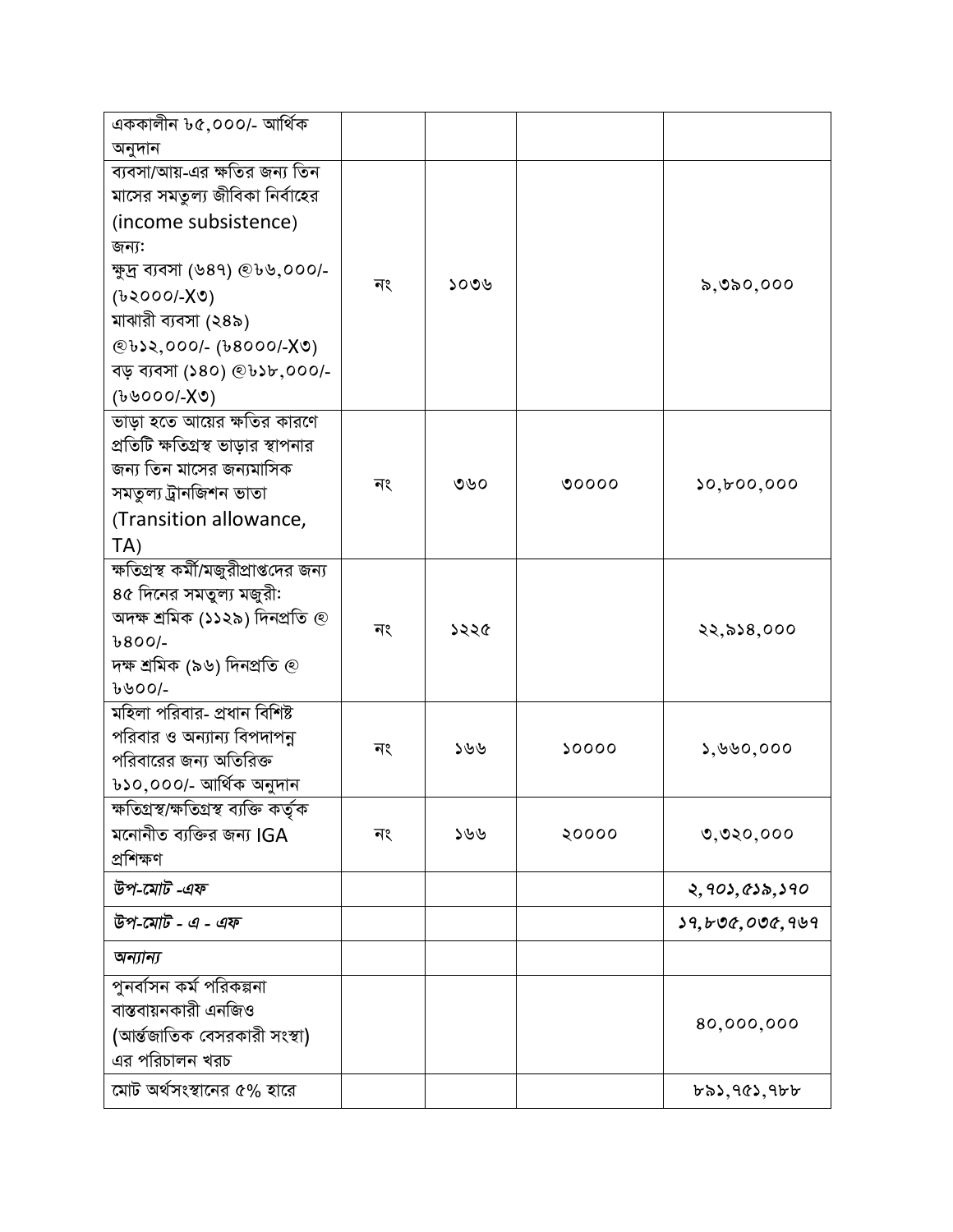| | | | | |
|---|---|---|---|---|
| এককালীন ৳৫,০০০/- আর্থিক অনুদান | | | | |
| ব্যবসা/আয়-এর ক্ষতির জন্য তিন মাসের সমতুল্য জীবিকা নির্বাহের (income subsistence) জন্য:<br>ক্ষুদ্র ব্যবসা (৬৪৭) @৳৬,০০০/- (৳২০০০/-X৩)<br>মাঝারী ব্যবসা (২৪৯) @৳১২,০০০/- (৳৪০০০/-X৩)<br>বড় ব্যবসা (১৪০) @৳১৮,০০০/- (৳৬০০০/-X৩) | নং | ১০৩৬ | | ৯,৩৯০,০০০ |
| ভাড়া হতে আয়ের ক্ষতির কারণে প্রতিটি ক্ষতিগ্রস্থ ভাড়ার স্থাপনার জন্য তিন মাসের জন্যমাসিক সমতুল্য ট্রানজিশন ভাতা (Transition allowance, TA) | নং | ৩৬০ | ৩০০০০ | ১০,৮০০,০০০ |
| ক্ষতিগ্রস্থ কর্মী/মজুরীপ্রাপ্তদের জন্য ৪৫ দিনের সমতুল্য মজুরী:<br>অদক্ষ শ্রমিক (১১২৯) দিনপ্রতি @ ৳৪০০/-<br>দক্ষ শ্রমিক (৯৬) দিনপ্রতি @ ৳৬০০/- | নং | ১২২৫ | | ২২,৯১৪,০০০ |
| মহিলা পরিবার- প্রধান বিশিষ্ট পরিবার ও অন্যান্য বিপদাপন্ন পরিবারের জন্য অতিরিক্ত ৳১০,০০০/- আর্থিক অনুদান | নং | ১৬৬ | ১০০০০ | ১,৬৬০,০০০ |
| ক্ষতিগ্রস্থ/ক্ষতিগ্রস্থ ব্যক্তি কর্তৃক মনোনীত ব্যক্তির জন্য IGA প্রশিক্ষণ | নং | ১৬৬ | ২০০০০ | ৩,৩২০,০০০ |
| *উপ-মোট -এফ* | | | | *২,৭০১,৫১৯,১৭০* |
| *উপ-মোট - এ - এফ* | | | | *১৭,৮৩৫,০৩৫,৭৬৭* |
| *অন্যান্য* | | | | |
| পুনর্বাসিন কর্ম পরিকল্পনা বাস্তবায়নকারী এনজিও (আর্ন্তজাতিক বেসরকারী সংস্থা) এর পরিচালন খরচ | | | | ৪০,০০০,০০০ |
| মোট অর্থসংস্থানের ৫% হারে | | | | ৮৯১,৭৫১,৭৮৮ |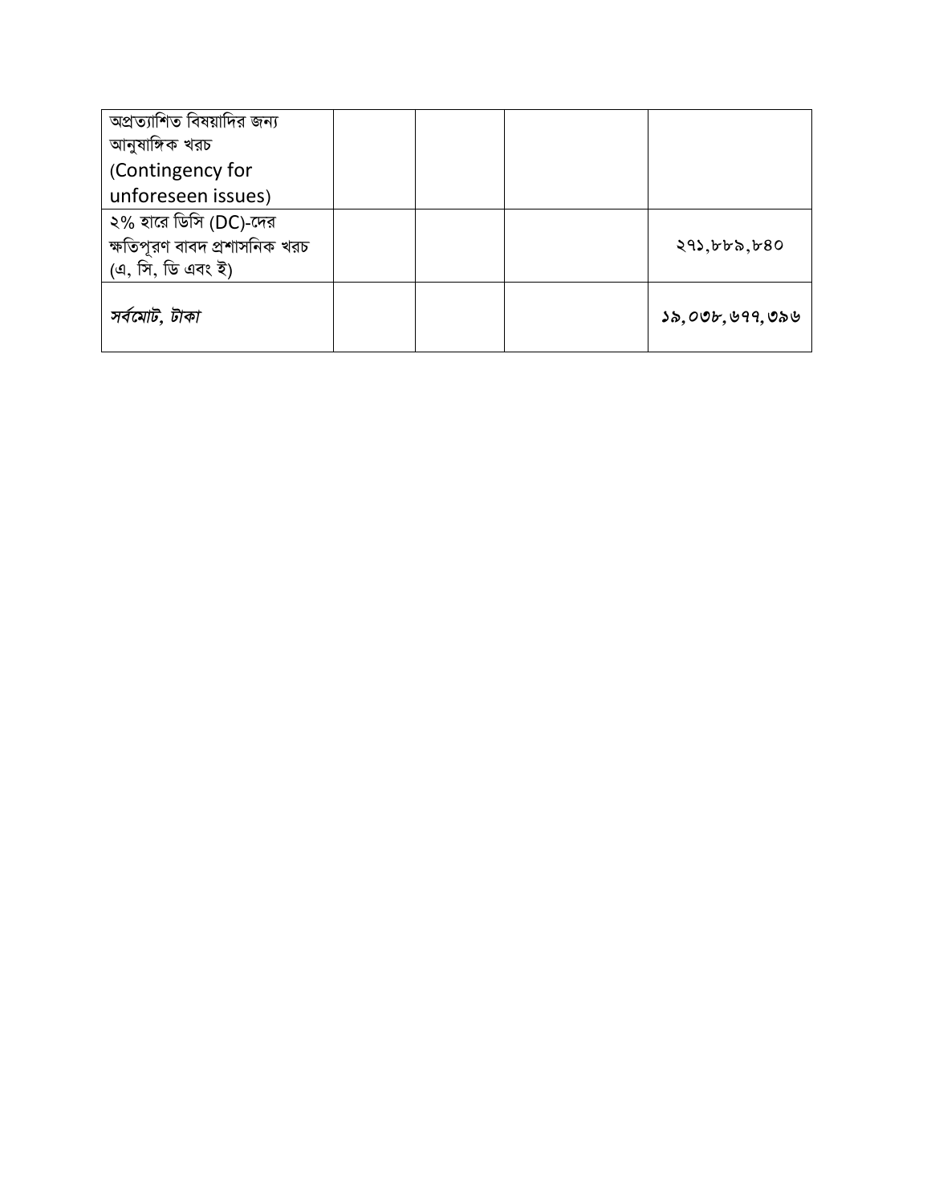| | | | | |
|---|---|---|---|---|
| অপ্রত্যাশিত বিষয়াদির জন্য আনুষাঙ্গিক খরচ (Contingency for unforeseen issues) | | | | |
| ২% হারে ডিসি (DC)-দের ক্ষতিপূরণ বাবদ প্রশাসনিক খরচ (এ, সি, ডি এবং ই) | | | | ২৭১,৮৮৯,৮৪০ |
| *সর্বমোট, টাকা* | | | | ১৯,০৩৮,৬৭৭,৩৯৬ |